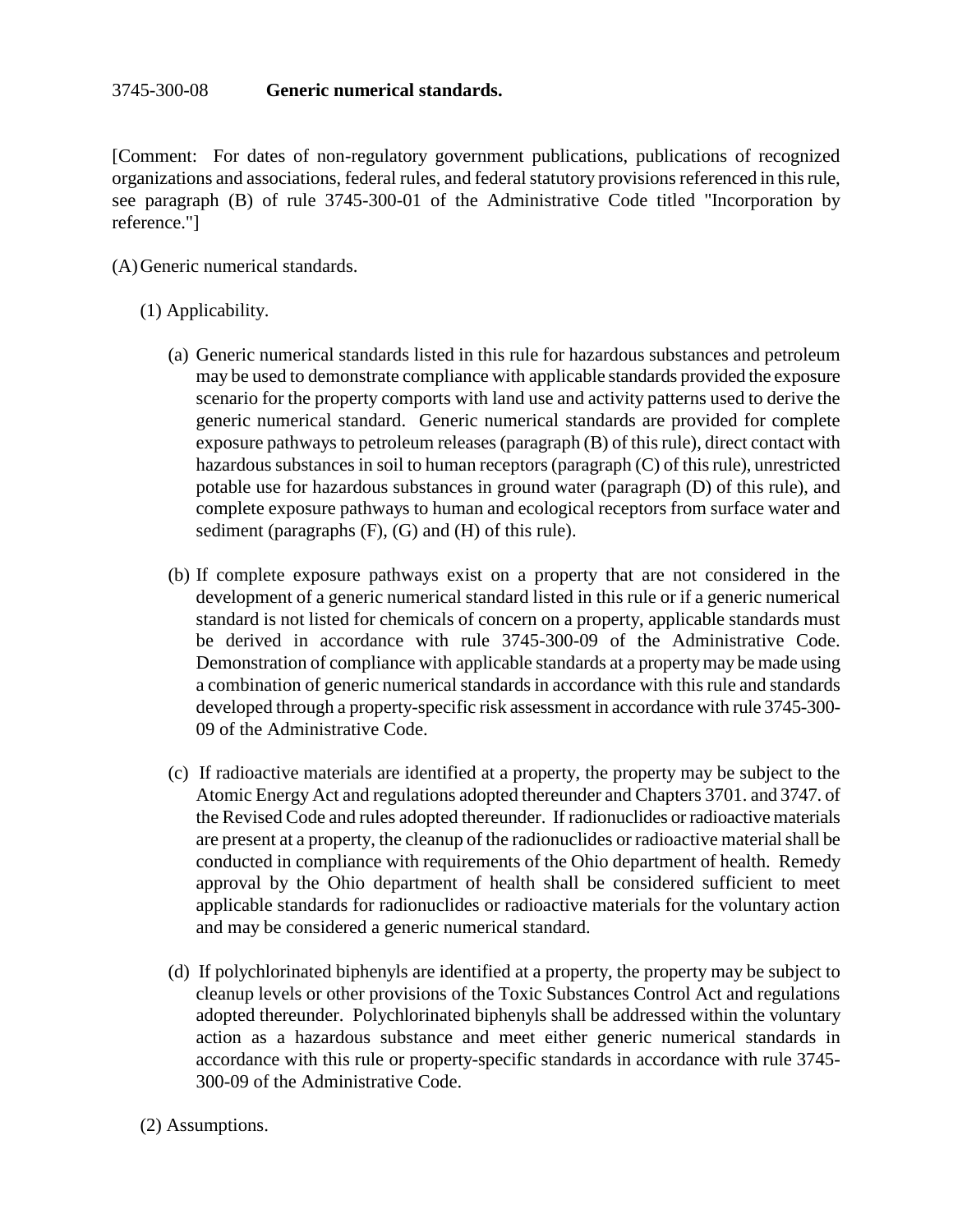# 3745-300-08 **Generic numerical standards.**

[Comment: For dates of non-regulatory government publications, publications of recognized organizations and associations, federal rules, and federal statutory provisions referenced in this rule, see paragraph (B) of rule 3745-300-01 of the Administrative Code titled "Incorporation by reference."]

(A) Generic numerical standards.

(1) Applicability.

(a) Generic numerical standards listed in this rule for hazardous substances and petroleum may be used to demonstrate compliance with applicable standards provided the exposure scenario for the property comports with land use and activity patterns used to derive the generic numerical standard. Generic numerical standards are provided for complete exposure pathways to petroleum releases (paragraph (B) of this rule), direct contact with hazardous substances in soil to human receptors (paragraph (C) of this rule), unrestricted potable use for hazardous substances in ground water (paragraph (D) of this rule), and complete exposure pathways to human and ecological receptors from surface water and sediment (paragraphs (F), (G) and (H) of this rule).

(b) If complete exposure pathways exist on a property that are not considered in the development of a generic numerical standard listed in this rule or if a generic numerical standard is not listed for chemicals of concern on a property, applicable standards must be derived in accordance with rule 3745-300-09 of the Administrative Code. Demonstration of compliance with applicable standards at a property may be made using a combination of generic numerical standards in accordance with this rule and standards developed through a property-specific risk assessment in accordance with rule 3745-300-09 of the Administrative Code.

(c) If radioactive materials are identified at a property, the property may be subject to the Atomic Energy Act and regulations adopted thereunder and Chapters 3701. and 3747. of the Revised Code and rules adopted thereunder. If radionuclides or radioactive materials are present at a property, the cleanup of the radionuclides or radioactive material shall be conducted in compliance with requirements of the Ohio department of health. Remedy approval by the Ohio department of health shall be considered sufficient to meet applicable standards for radionuclides or radioactive materials for the voluntary action and may be considered a generic numerical standard.

(d) If polychlorinated biphenyls are identified at a property, the property may be subject to cleanup levels or other provisions of the Toxic Substances Control Act and regulations adopted thereunder. Polychlorinated biphenyls shall be addressed within the voluntary action as a hazardous substance and meet either generic numerical standards in accordance with this rule or property-specific standards in accordance with rule 3745-300-09 of the Administrative Code.

(2) Assumptions.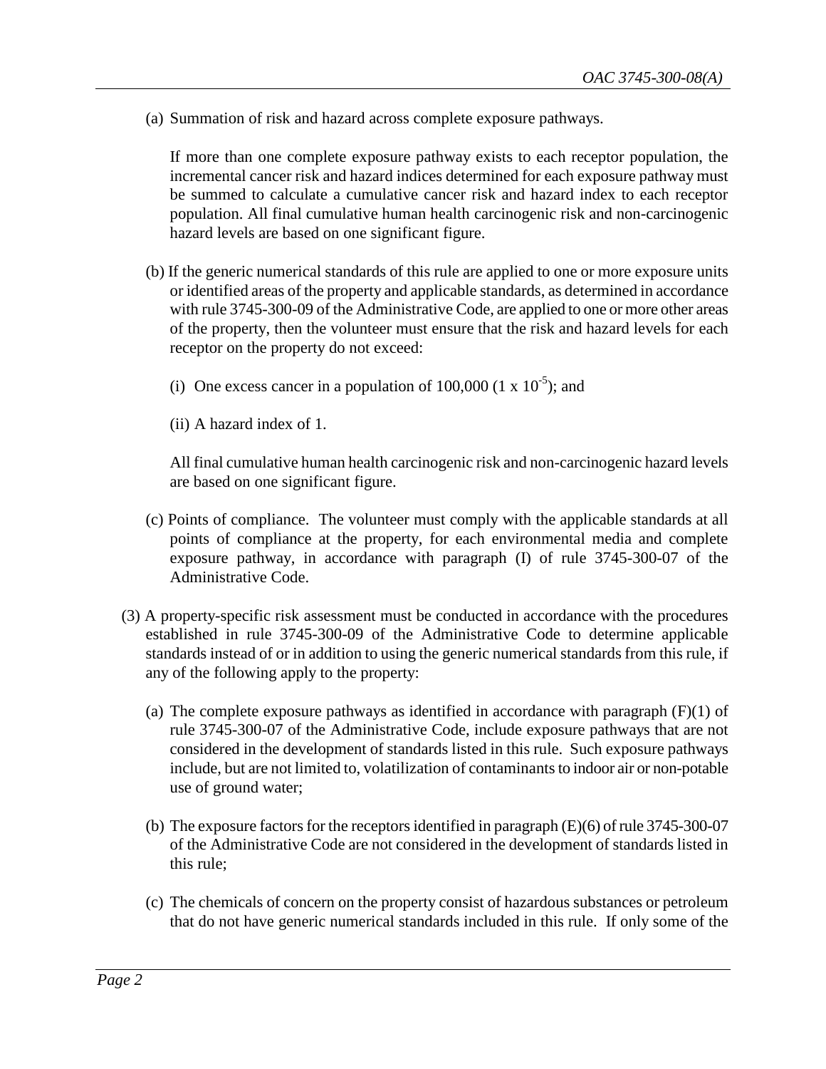(a) Summation of risk and hazard across complete exposure pathways.

If more than one complete exposure pathway exists to each receptor population, the incremental cancer risk and hazard indices determined for each exposure pathway must be summed to calculate a cumulative cancer risk and hazard index to each receptor population. All final cumulative human health carcinogenic risk and non-carcinogenic hazard levels are based on one significant figure.

(b) If the generic numerical standards of this rule are applied to one or more exposure units or identified areas of the property and applicable standards, as determined in accordance with rule 3745-300-09 of the Administrative Code, are applied to one or more other areas of the property, then the volunteer must ensure that the risk and hazard levels for each receptor on the property do not exceed:

(i) One excess cancer in a population of 100,000 ($1 \times 10^{-5}$); and

(ii) A hazard index of 1.

All final cumulative human health carcinogenic risk and non-carcinogenic hazard levels are based on one significant figure.

(c) Points of compliance. The volunteer must comply with the applicable standards at all points of compliance at the property, for each environmental media and complete exposure pathway, in accordance with paragraph (I) of rule 3745-300-07 of the Administrative Code.

(3) A property-specific risk assessment must be conducted in accordance with the procedures established in rule 3745-300-09 of the Administrative Code to determine applicable standards instead of or in addition to using the generic numerical standards from this rule, if any of the following apply to the property:

(a) The complete exposure pathways as identified in accordance with paragraph (F)(1) of rule 3745-300-07 of the Administrative Code, include exposure pathways that are not considered in the development of standards listed in this rule. Such exposure pathways include, but are not limited to, volatilization of contaminants to indoor air or non-potable use of ground water;

(b) The exposure factors for the receptors identified in paragraph (E)(6) of rule 3745-300-07 of the Administrative Code are not considered in the development of standards listed in this rule;

(c) The chemicals of concern on the property consist of hazardous substances or petroleum that do not have generic numerical standards included in this rule. If only some of the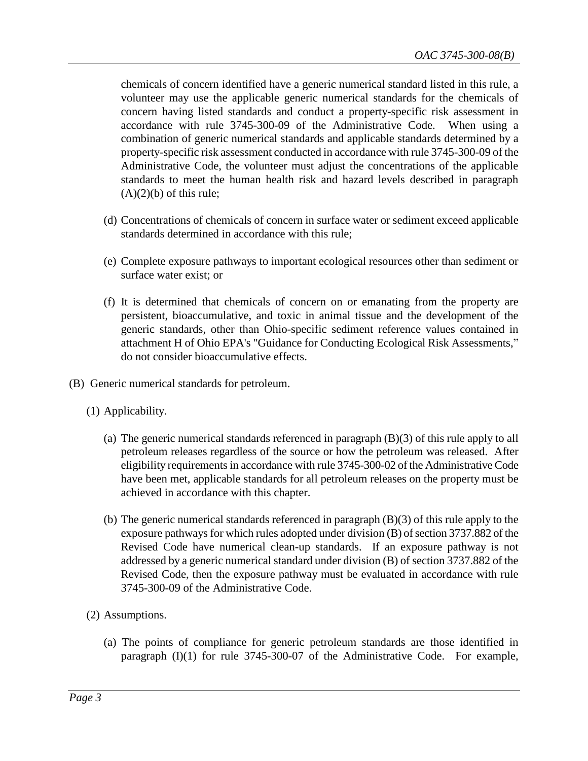chemicals of concern identified have a generic numerical standard listed in this rule, a volunteer may use the applicable generic numerical standards for the chemicals of concern having listed standards and conduct a property-specific risk assessment in accordance with rule 3745-300-09 of the Administrative Code. When using a combination of generic numerical standards and applicable standards determined by a property-specific risk assessment conducted in accordance with rule 3745-300-09 of the Administrative Code, the volunteer must adjust the concentrations of the applicable standards to meet the human health risk and hazard levels described in paragraph (A)(2)(b) of this rule;

(d) Concentrations of chemicals of concern in surface water or sediment exceed applicable standards determined in accordance with this rule;

(e) Complete exposure pathways to important ecological resources other than sediment or surface water exist; or

(f) It is determined that chemicals of concern on or emanating from the property are persistent, bioaccumulative, and toxic in animal tissue and the development of the generic standards, other than Ohio-specific sediment reference values contained in attachment H of Ohio EPA's "Guidance for Conducting Ecological Risk Assessments," do not consider bioaccumulative effects.

(B) Generic numerical standards for petroleum.

(1) Applicability.

(a) The generic numerical standards referenced in paragraph (B)(3) of this rule apply to all petroleum releases regardless of the source or how the petroleum was released. After eligibility requirements in accordance with rule 3745-300-02 of the Administrative Code have been met, applicable standards for all petroleum releases on the property must be achieved in accordance with this chapter.

(b) The generic numerical standards referenced in paragraph (B)(3) of this rule apply to the exposure pathways for which rules adopted under division (B) of section 3737.882 of the Revised Code have numerical clean-up standards. If an exposure pathway is not addressed by a generic numerical standard under division (B) of section 3737.882 of the Revised Code, then the exposure pathway must be evaluated in accordance with rule 3745-300-09 of the Administrative Code.

(2) Assumptions.

(a) The points of compliance for generic petroleum standards are those identified in paragraph (I)(1) for rule 3745-300-07 of the Administrative Code. For example,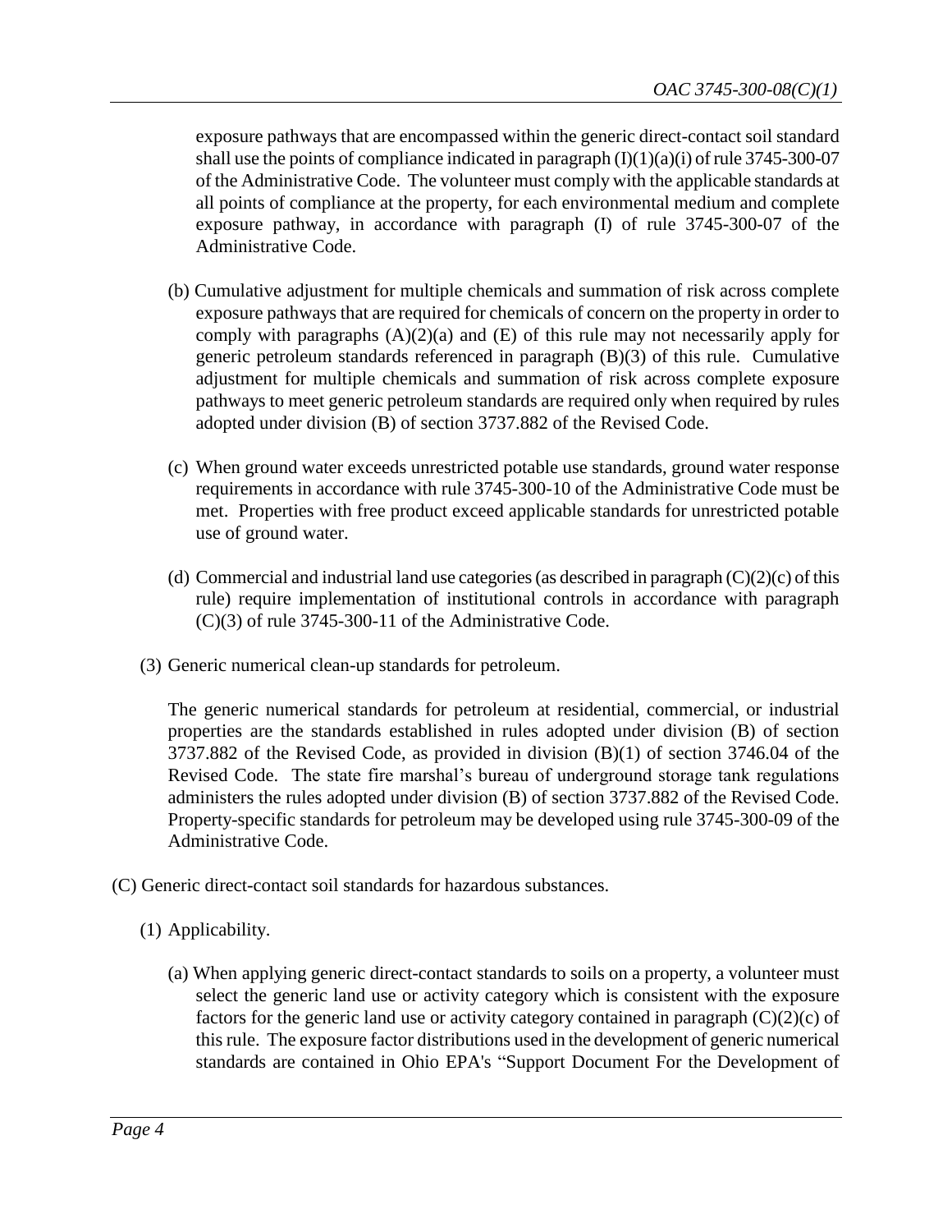exposure pathways that are encompassed within the generic direct-contact soil standard shall use the points of compliance indicated in paragraph (I)(1)(a)(i) of rule 3745-300-07 of the Administrative Code. The volunteer must comply with the applicable standards at all points of compliance at the property, for each environmental medium and complete exposure pathway, in accordance with paragraph (I) of rule 3745-300-07 of the Administrative Code.

(b) Cumulative adjustment for multiple chemicals and summation of risk across complete exposure pathways that are required for chemicals of concern on the property in order to comply with paragraphs (A)(2)(a) and (E) of this rule may not necessarily apply for generic petroleum standards referenced in paragraph (B)(3) of this rule. Cumulative adjustment for multiple chemicals and summation of risk across complete exposure pathways to meet generic petroleum standards are required only when required by rules adopted under division (B) of section 3737.882 of the Revised Code.

(c) When ground water exceeds unrestricted potable use standards, ground water response requirements in accordance with rule 3745-300-10 of the Administrative Code must be met. Properties with free product exceed applicable standards for unrestricted potable use of ground water.

(d) Commercial and industrial land use categories (as described in paragraph (C)(2)(c) of this rule) require implementation of institutional controls in accordance with paragraph (C)(3) of rule 3745-300-11 of the Administrative Code.

(3) Generic numerical clean-up standards for petroleum.

The generic numerical standards for petroleum at residential, commercial, or industrial properties are the standards established in rules adopted under division (B) of section 3737.882 of the Revised Code, as provided in division (B)(1) of section 3746.04 of the Revised Code. The state fire marshal's bureau of underground storage tank regulations administers the rules adopted under division (B) of section 3737.882 of the Revised Code. Property-specific standards for petroleum may be developed using rule 3745-300-09 of the Administrative Code.

(C) Generic direct-contact soil standards for hazardous substances.

(1) Applicability.

(a) When applying generic direct-contact standards to soils on a property, a volunteer must select the generic land use or activity category which is consistent with the exposure factors for the generic land use or activity category contained in paragraph (C)(2)(c) of this rule. The exposure factor distributions used in the development of generic numerical standards are contained in Ohio EPA's "Support Document For the Development of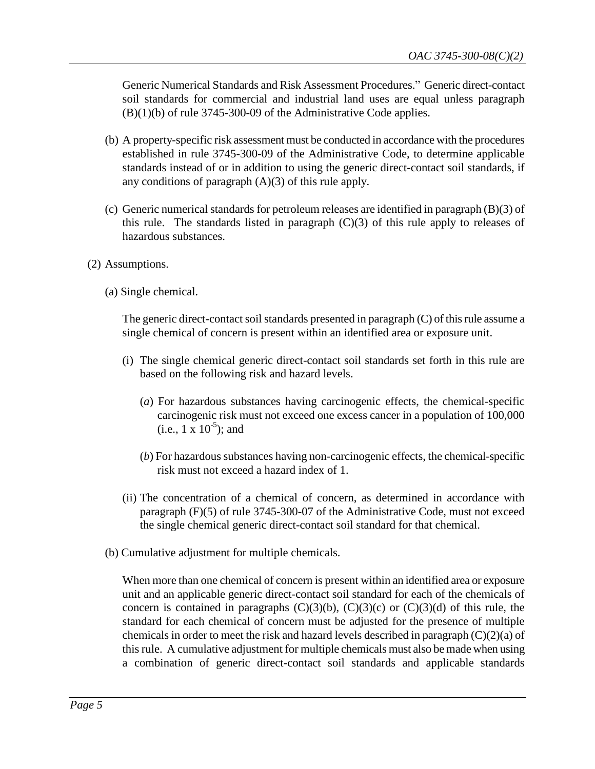Generic Numerical Standards and Risk Assessment Procedures." Generic direct-contact soil standards for commercial and industrial land uses are equal unless paragraph (B)(1)(b) of rule 3745-300-09 of the Administrative Code applies.

(b) A property-specific risk assessment must be conducted in accordance with the procedures established in rule 3745-300-09 of the Administrative Code, to determine applicable standards instead of or in addition to using the generic direct-contact soil standards, if any conditions of paragraph (A)(3) of this rule apply.

(c) Generic numerical standards for petroleum releases are identified in paragraph (B)(3) of this rule. The standards listed in paragraph (C)(3) of this rule apply to releases of hazardous substances.

(2) Assumptions.

(a) Single chemical.

The generic direct-contact soil standards presented in paragraph (C) of this rule assume a single chemical of concern is present within an identified area or exposure unit.

(i) The single chemical generic direct-contact soil standards set forth in this rule are based on the following risk and hazard levels.

(*a*) For hazardous substances having carcinogenic effects, the chemical-specific carcinogenic risk must not exceed one excess cancer in a population of 100,000 (i.e., $1 \times 10^{-5}$); and

(*b*) For hazardous substances having non-carcinogenic effects, the chemical-specific risk must not exceed a hazard index of 1.

(ii) The concentration of a chemical of concern, as determined in accordance with paragraph (F)(5) of rule 3745-300-07 of the Administrative Code, must not exceed the single chemical generic direct-contact soil standard for that chemical.

(b) Cumulative adjustment for multiple chemicals.

When more than one chemical of concern is present within an identified area or exposure unit and an applicable generic direct-contact soil standard for each of the chemicals of concern is contained in paragraphs (C)(3)(b), (C)(3)(c) or (C)(3)(d) of this rule, the standard for each chemical of concern must be adjusted for the presence of multiple chemicals in order to meet the risk and hazard levels described in paragraph (C)(2)(a) of this rule. A cumulative adjustment for multiple chemicals must also be made when using a combination of generic direct-contact soil standards and applicable standards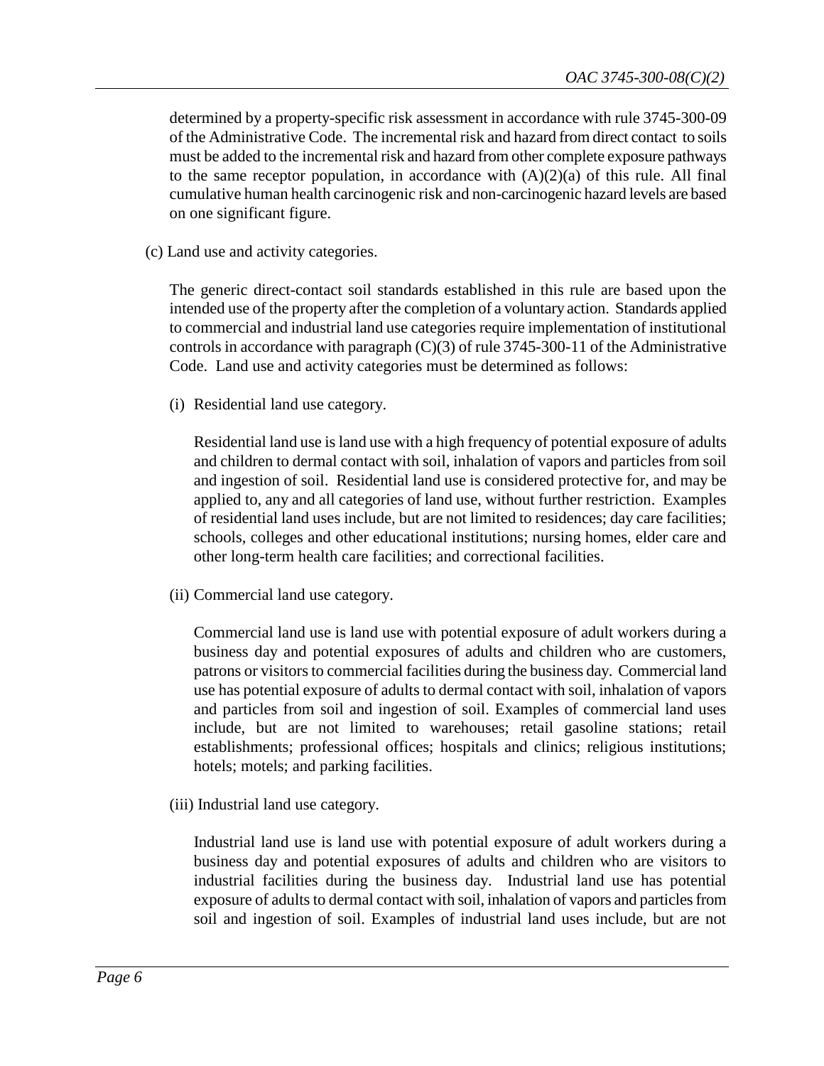determined by a property-specific risk assessment in accordance with rule 3745-300-09 of the Administrative Code. The incremental risk and hazard from direct contact to soils must be added to the incremental risk and hazard from other complete exposure pathways to the same receptor population, in accordance with (A)(2)(a) of this rule. All final cumulative human health carcinogenic risk and non-carcinogenic hazard levels are based on one significant figure.

(c) Land use and activity categories.

The generic direct-contact soil standards established in this rule are based upon the intended use of the property after the completion of a voluntary action. Standards applied to commercial and industrial land use categories require implementation of institutional controls in accordance with paragraph (C)(3) of rule 3745-300-11 of the Administrative Code. Land use and activity categories must be determined as follows:

(i) Residential land use category.

Residential land use is land use with a high frequency of potential exposure of adults and children to dermal contact with soil, inhalation of vapors and particles from soil and ingestion of soil. Residential land use is considered protective for, and may be applied to, any and all categories of land use, without further restriction. Examples of residential land uses include, but are not limited to residences; day care facilities; schools, colleges and other educational institutions; nursing homes, elder care and other long-term health care facilities; and correctional facilities.

(ii) Commercial land use category.

Commercial land use is land use with potential exposure of adult workers during a business day and potential exposures of adults and children who are customers, patrons or visitors to commercial facilities during the business day. Commercial land use has potential exposure of adults to dermal contact with soil, inhalation of vapors and particles from soil and ingestion of soil. Examples of commercial land uses include, but are not limited to warehouses; retail gasoline stations; retail establishments; professional offices; hospitals and clinics; religious institutions; hotels; motels; and parking facilities.

(iii) Industrial land use category.

Industrial land use is land use with potential exposure of adult workers during a business day and potential exposures of adults and children who are visitors to industrial facilities during the business day. Industrial land use has potential exposure of adults to dermal contact with soil, inhalation of vapors and particles from soil and ingestion of soil. Examples of industrial land uses include, but are not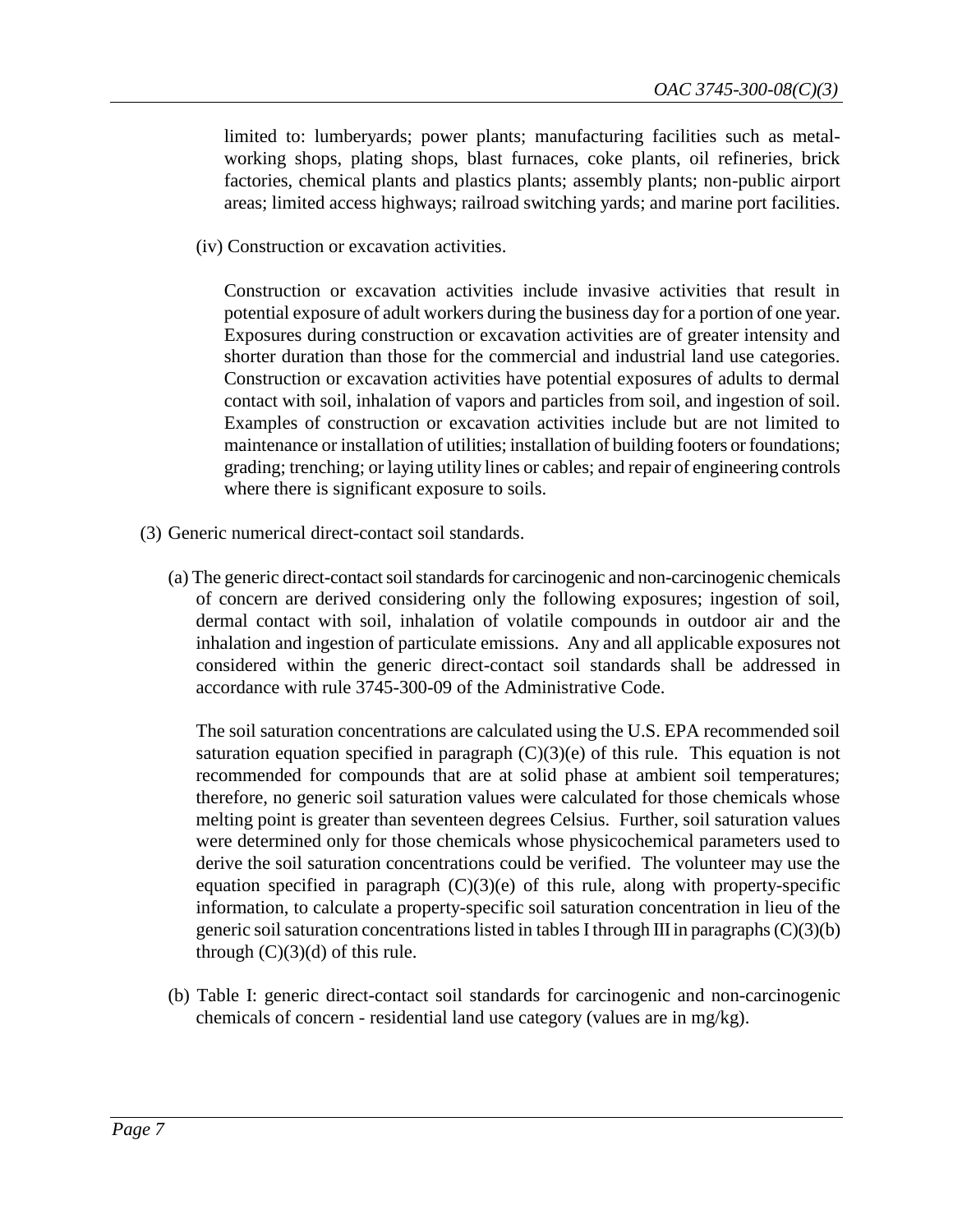limited to: lumberyards; power plants; manufacturing facilities such as metal-working shops, plating shops, blast furnaces, coke plants, oil refineries, brick factories, chemical plants and plastics plants; assembly plants; non-public airport areas; limited access highways; railroad switching yards; and marine port facilities.

(iv) Construction or excavation activities.

Construction or excavation activities include invasive activities that result in potential exposure of adult workers during the business day for a portion of one year. Exposures during construction or excavation activities are of greater intensity and shorter duration than those for the commercial and industrial land use categories. Construction or excavation activities have potential exposures of adults to dermal contact with soil, inhalation of vapors and particles from soil, and ingestion of soil. Examples of construction or excavation activities include but are not limited to maintenance or installation of utilities; installation of building footers or foundations; grading; trenching; or laying utility lines or cables; and repair of engineering controls where there is significant exposure to soils.

(3) Generic numerical direct-contact soil standards.

(a) The generic direct-contact soil standards for carcinogenic and non-carcinogenic chemicals of concern are derived considering only the following exposures; ingestion of soil, dermal contact with soil, inhalation of volatile compounds in outdoor air and the inhalation and ingestion of particulate emissions. Any and all applicable exposures not considered within the generic direct-contact soil standards shall be addressed in accordance with rule 3745-300-09 of the Administrative Code.

The soil saturation concentrations are calculated using the U.S. EPA recommended soil saturation equation specified in paragraph (C)(3)(e) of this rule. This equation is not recommended for compounds that are at solid phase at ambient soil temperatures; therefore, no generic soil saturation values were calculated for those chemicals whose melting point is greater than seventeen degrees Celsius. Further, soil saturation values were determined only for those chemicals whose physicochemical parameters used to derive the soil saturation concentrations could be verified. The volunteer may use the equation specified in paragraph (C)(3)(e) of this rule, along with property-specific information, to calculate a property-specific soil saturation concentration in lieu of the generic soil saturation concentrations listed in tables I through III in paragraphs (C)(3)(b) through (C)(3)(d) of this rule.

(b) Table I: generic direct-contact soil standards for carcinogenic and non-carcinogenic chemicals of concern - residential land use category (values are in mg/kg).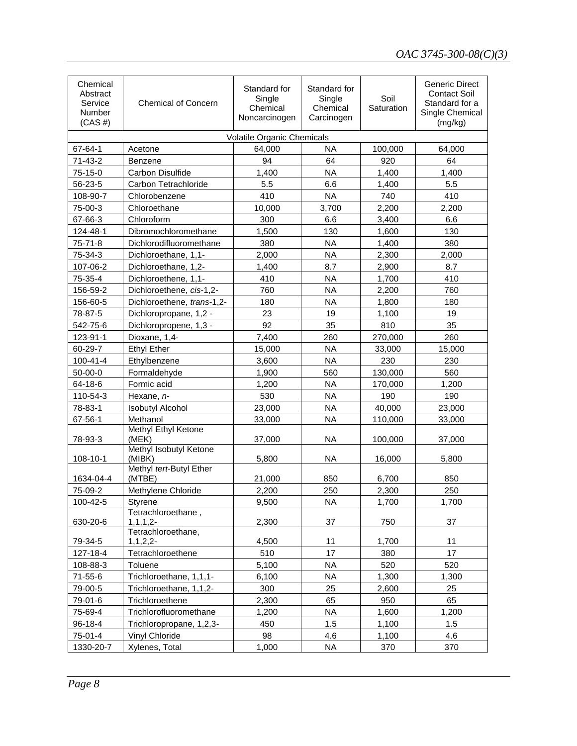| Chemical Abstract Service Number (CAS #) | Chemical of Concern | Standard for Single Chemical Noncarcinogen | Standard for Single Chemical Carcinogen | Soil Saturation | Generic Direct Contact Soil Standard for a Single Chemical (mg/kg) |
|---|---|---|---|---|---|
| Volatile Organic Chemicals | | | | | |
| 67-64-1 | Acetone | 64,000 | NA | 100,000 | 64,000 |
| 71-43-2 | Benzene | 94 | 64 | 920 | 64 |
| 75-15-0 | Carbon Disulfide | 1,400 | NA | 1,400 | 1,400 |
| 56-23-5 | Carbon Tetrachloride | 5.5 | 6.6 | 1,400 | 5.5 |
| 108-90-7 | Chlorobenzene | 410 | NA | 740 | 410 |
| 75-00-3 | Chloroethane | 10,000 | 3,700 | 2,200 | 2,200 |
| 67-66-3 | Chloroform | 300 | 6.6 | 3,400 | 6.6 |
| 124-48-1 | Dibromochloromethane | 1,500 | 130 | 1,600 | 130 |
| 75-71-8 | Dichlorodifluoromethane | 380 | NA | 1,400 | 380 |
| 75-34-3 | Dichloroethane, 1,1- | 2,000 | NA | 2,300 | 2,000 |
| 107-06-2 | Dichloroethane, 1,2- | 1,400 | 8.7 | 2,900 | 8.7 |
| 75-35-4 | Dichloroethene, 1,1- | 410 | NA | 1,700 | 410 |
| 156-59-2 | Dichloroethene, *cis*-1,2- | 760 | NA | 2,200 | 760 |
| 156-60-5 | Dichloroethene, *trans*-1,2- | 180 | NA | 1,800 | 180 |
| 78-87-5 | Dichloropropane, 1,2 - | 23 | 19 | 1,100 | 19 |
| 542-75-6 | Dichloropropene, 1,3 - | 92 | 35 | 810 | 35 |
| 123-91-1 | Dioxane, 1,4- | 7,400 | 260 | 270,000 | 260 |
| 60-29-7 | Ethyl Ether | 15,000 | NA | 33,000 | 15,000 |
| 100-41-4 | Ethylbenzene | 3,600 | NA | 230 | 230 |
| 50-00-0 | Formaldehyde | 1,900 | 560 | 130,000 | 560 |
| 64-18-6 | Formic acid | 1,200 | NA | 170,000 | 1,200 |
| 110-54-3 | Hexane, *n*- | 530 | NA | 190 | 190 |
| 78-83-1 | Isobutyl Alcohol | 23,000 | NA | 40,000 | 23,000 |
| 67-56-1 | Methanol | 33,000 | NA | 110,000 | 33,000 |
| 78-93-3 | Methyl Ethyl Ketone (MEK) | 37,000 | NA | 100,000 | 37,000 |
| 108-10-1 | Methyl Isobutyl Ketone (MIBK) | 5,800 | NA | 16,000 | 5,800 |
| 1634-04-4 | Methyl *tert*-Butyl Ether (MTBE) | 21,000 | 850 | 6,700 | 850 |
| 75-09-2 | Methylene Chloride | 2,200 | 250 | 2,300 | 250 |
| 100-42-5 | Styrene | 9,500 | NA | 1,700 | 1,700 |
| 630-20-6 | Tetrachloroethane , 1,1,1,2- | 2,300 | 37 | 750 | 37 |
| 79-34-5 | Tetrachloroethane, 1,1,2,2- | 4,500 | 11 | 1,700 | 11 |
| 127-18-4 | Tetrachloroethene | 510 | 17 | 380 | 17 |
| 108-88-3 | Toluene | 5,100 | NA | 520 | 520 |
| 71-55-6 | Trichloroethane, 1,1,1- | 6,100 | NA | 1,300 | 1,300 |
| 79-00-5 | Trichloroethane, 1,1,2- | 300 | 25 | 2,600 | 25 |
| 79-01-6 | Trichloroethene | 2,300 | 65 | 950 | 65 |
| 75-69-4 | Trichlorofluoromethane | 1,200 | NA | 1,600 | 1,200 |
| 96-18-4 | Trichloropropane, 1,2,3- | 450 | 1.5 | 1,100 | 1.5 |
| 75-01-4 | Vinyl Chloride | 98 | 4.6 | 1,100 | 4.6 |
| 1330-20-7 | Xylenes, Total | 1,000 | NA | 370 | 370 |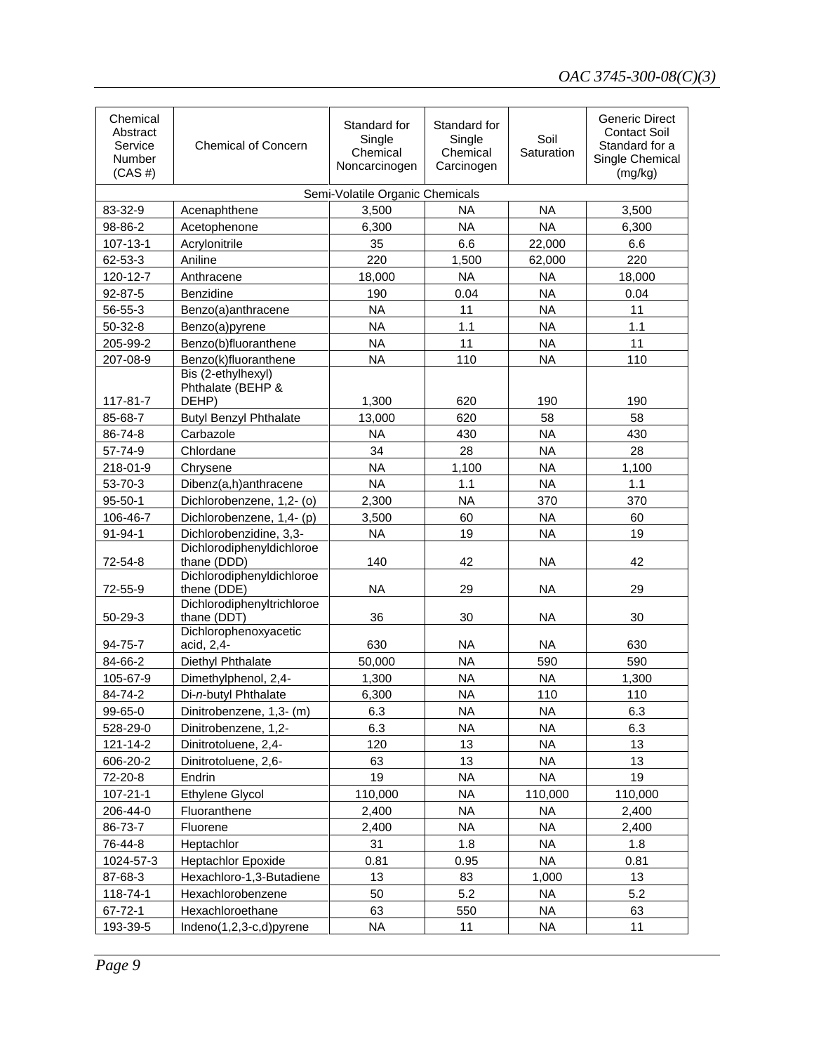| Chemical Abstract Service Number (CAS #) | Chemical of Concern | Standard for Single Chemical Noncarcinogen | Standard for Single Chemical Carcinogen | Soil Saturation | Generic Direct Contact Soil Standard for a Single Chemical (mg/kg) |
|---|---|---|---|---|---|
| | | Semi-Volatile Organic Chemicals | | | |
| 83-32-9 | Acenaphthene | 3,500 | NA | NA | 3,500 |
| 98-86-2 | Acetophenone | 6,300 | NA | NA | 6,300 |
| 107-13-1 | Acrylonitrile | 35 | 6.6 | 22,000 | 6.6 |
| 62-53-3 | Aniline | 220 | 1,500 | 62,000 | 220 |
| 120-12-7 | Anthracene | 18,000 | NA | NA | 18,000 |
| 92-87-5 | Benzidine | 190 | 0.04 | NA | 0.04 |
| 56-55-3 | Benzo(a)anthracene | NA | 11 | NA | 11 |
| 50-32-8 | Benzo(a)pyrene | NA | 1.1 | NA | 1.1 |
| 205-99-2 | Benzo(b)fluoranthene | NA | 11 | NA | 11 |
| 207-08-9 | Benzo(k)fluoranthene | NA | 110 | NA | 110 |
| 117-81-7 | Bis (2-ethylhexyl) Phthalate (BEHP & DEHP) | 1,300 | 620 | 190 | 190 |
| 85-68-7 | Butyl Benzyl Phthalate | 13,000 | 620 | 58 | 58 |
| 86-74-8 | Carbazole | NA | 430 | NA | 430 |
| 57-74-9 | Chlordane | 34 | 28 | NA | 28 |
| 218-01-9 | Chrysene | NA | 1,100 | NA | 1,100 |
| 53-70-3 | Dibenz(a,h)anthracene | NA | 1.1 | NA | 1.1 |
| 95-50-1 | Dichlorobenzene, 1,2- (o) | 2,300 | NA | 370 | 370 |
| 106-46-7 | Dichlorobenzene, 1,4- (p) | 3,500 | 60 | NA | 60 |
| 91-94-1 | Dichlorobenzidine, 3,3- | NA | 19 | NA | 19 |
| 72-54-8 | Dichlorodiphenyldichloroethane (DDD) | 140 | 42 | NA | 42 |
| 72-55-9 | Dichlorodiphenyldichloroethene (DDE) | NA | 29 | NA | 29 |
| 50-29-3 | Dichlorodiphenyltrichloroethane (DDT) | 36 | 30 | NA | 30 |
| 94-75-7 | Dichlorophenoxyacetic acid, 2,4- | 630 | NA | NA | 630 |
| 84-66-2 | Diethyl Phthalate | 50,000 | NA | 590 | 590 |
| 105-67-9 | Dimethylphenol, 2,4- | 1,300 | NA | NA | 1,300 |
| 84-74-2 | Di-*n*-butyl Phthalate | 6,300 | NA | 110 | 110 |
| 99-65-0 | Dinitrobenzene, 1,3- (m) | 6.3 | NA | NA | 6.3 |
| 528-29-0 | Dinitrobenzene, 1,2- | 6.3 | NA | NA | 6.3 |
| 121-14-2 | Dinitrotoluene, 2,4- | 120 | 13 | NA | 13 |
| 606-20-2 | Dinitrotoluene, 2,6- | 63 | 13 | NA | 13 |
| 72-20-8 | Endrin | 19 | NA | NA | 19 |
| 107-21-1 | Ethylene Glycol | 110,000 | NA | 110,000 | 110,000 |
| 206-44-0 | Fluoranthene | 2,400 | NA | NA | 2,400 |
| 86-73-7 | Fluorene | 2,400 | NA | NA | 2,400 |
| 76-44-8 | Heptachlor | 31 | 1.8 | NA | 1.8 |
| 1024-57-3 | Heptachlor Epoxide | 0.81 | 0.95 | NA | 0.81 |
| 87-68-3 | Hexachloro-1,3-Butadiene | 13 | 83 | 1,000 | 13 |
| 118-74-1 | Hexachlorobenzene | 50 | 5.2 | NA | 5.2 |
| 67-72-1 | Hexachloroethane | 63 | 550 | NA | 63 |
| 193-39-5 | Indeno(1,2,3-c,d)pyrene | NA | 11 | NA | 11 |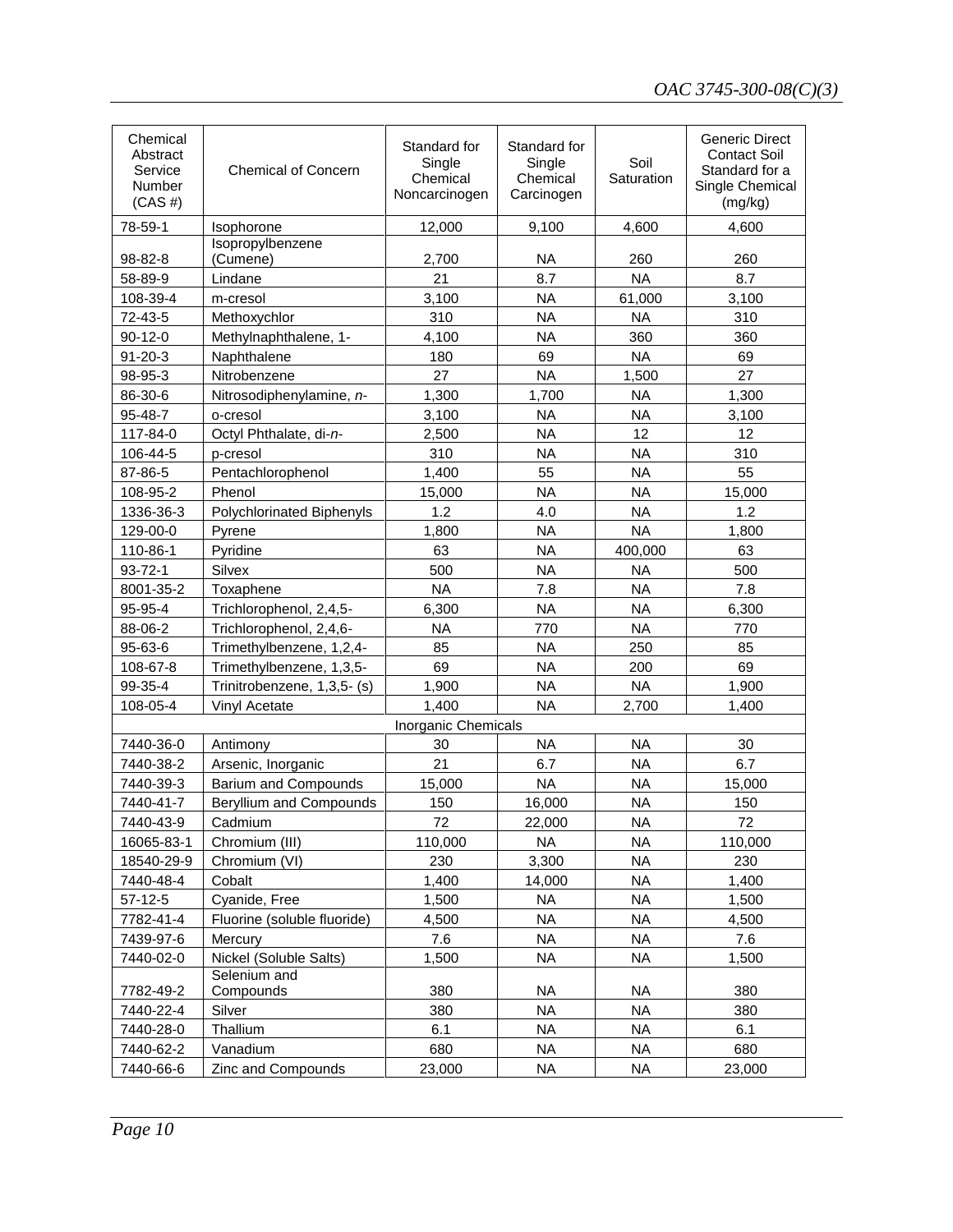| Chemical Abstract Service Number (CAS #) | Chemical of Concern | Standard for Single Chemical Noncarcinogen | Standard for Single Chemical Carcinogen | Soil Saturation | Generic Direct Contact Soil Standard for a Single Chemical (mg/kg) |
|---|---|---|---|---|---|
| 78-59-1 | Isophorone | 12,000 | 9,100 | 4,600 | 4,600 |
| 98-82-8 | Isopropylbenzene (Cumene) | 2,700 | NA | 260 | 260 |
| 58-89-9 | Lindane | 21 | 8.7 | NA | 8.7 |
| 108-39-4 | m-cresol | 3,100 | NA | 61,000 | 3,100 |
| 72-43-5 | Methoxychlor | 310 | NA | NA | 310 |
| 90-12-0 | Methylnaphthalene, 1- | 4,100 | NA | 360 | 360 |
| 91-20-3 | Naphthalene | 180 | 69 | NA | 69 |
| 98-95-3 | Nitrobenzene | 27 | NA | 1,500 | 27 |
| 86-30-6 | Nitrosodiphenylamine, *n*- | 1,300 | 1,700 | NA | 1,300 |
| 95-48-7 | o-cresol | 3,100 | NA | NA | 3,100 |
| 117-84-0 | Octyl Phthalate, di-*n*- | 2,500 | NA | 12 | 12 |
| 106-44-5 | p-cresol | 310 | NA | NA | 310 |
| 87-86-5 | Pentachlorophenol | 1,400 | 55 | NA | 55 |
| 108-95-2 | Phenol | 15,000 | NA | NA | 15,000 |
| 1336-36-3 | Polychlorinated Biphenyls | 1.2 | 4.0 | NA | 1.2 |
| 129-00-0 | Pyrene | 1,800 | NA | NA | 1,800 |
| 110-86-1 | Pyridine | 63 | NA | 400,000 | 63 |
| 93-72-1 | Silvex | 500 | NA | NA | 500 |
| 8001-35-2 | Toxaphene | NA | 7.8 | NA | 7.8 |
| 95-95-4 | Trichlorophenol, 2,4,5- | 6,300 | NA | NA | 6,300 |
| 88-06-2 | Trichlorophenol, 2,4,6- | NA | 770 | NA | 770 |
| 95-63-6 | Trimethylbenzene, 1,2,4- | 85 | NA | 250 | 85 |
| 108-67-8 | Trimethylbenzene, 1,3,5- | 69 | NA | 200 | 69 |
| 99-35-4 | Trinitrobenzene, 1,3,5- (s) | 1,900 | NA | NA | 1,900 |
| 108-05-4 | Vinyl Acetate | 1,400 | NA | 2,700 | 1,400 |
| | Inorganic Chemicals | | | | |
| 7440-36-0 | Antimony | 30 | NA | NA | 30 |
| 7440-38-2 | Arsenic, Inorganic | 21 | 6.7 | NA | 6.7 |
| 7440-39-3 | Barium and Compounds | 15,000 | NA | NA | 15,000 |
| 7440-41-7 | Beryllium and Compounds | 150 | 16,000 | NA | 150 |
| 7440-43-9 | Cadmium | 72 | 22,000 | NA | 72 |
| 16065-83-1 | Chromium (III) | 110,000 | NA | NA | 110,000 |
| 18540-29-9 | Chromium (VI) | 230 | 3,300 | NA | 230 |
| 7440-48-4 | Cobalt | 1,400 | 14,000 | NA | 1,400 |
| 57-12-5 | Cyanide, Free | 1,500 | NA | NA | 1,500 |
| 7782-41-4 | Fluorine (soluble fluoride) | 4,500 | NA | NA | 4,500 |
| 7439-97-6 | Mercury | 7.6 | NA | NA | 7.6 |
| 7440-02-0 | Nickel (Soluble Salts) | 1,500 | NA | NA | 1,500 |
| 7782-49-2 | Selenium and Compounds | 380 | NA | NA | 380 |
| 7440-22-4 | Silver | 380 | NA | NA | 380 |
| 7440-28-0 | Thallium | 6.1 | NA | NA | 6.1 |
| 7440-62-2 | Vanadium | 680 | NA | NA | 680 |
| 7440-66-6 | Zinc and Compounds | 23,000 | NA | NA | 23,000 |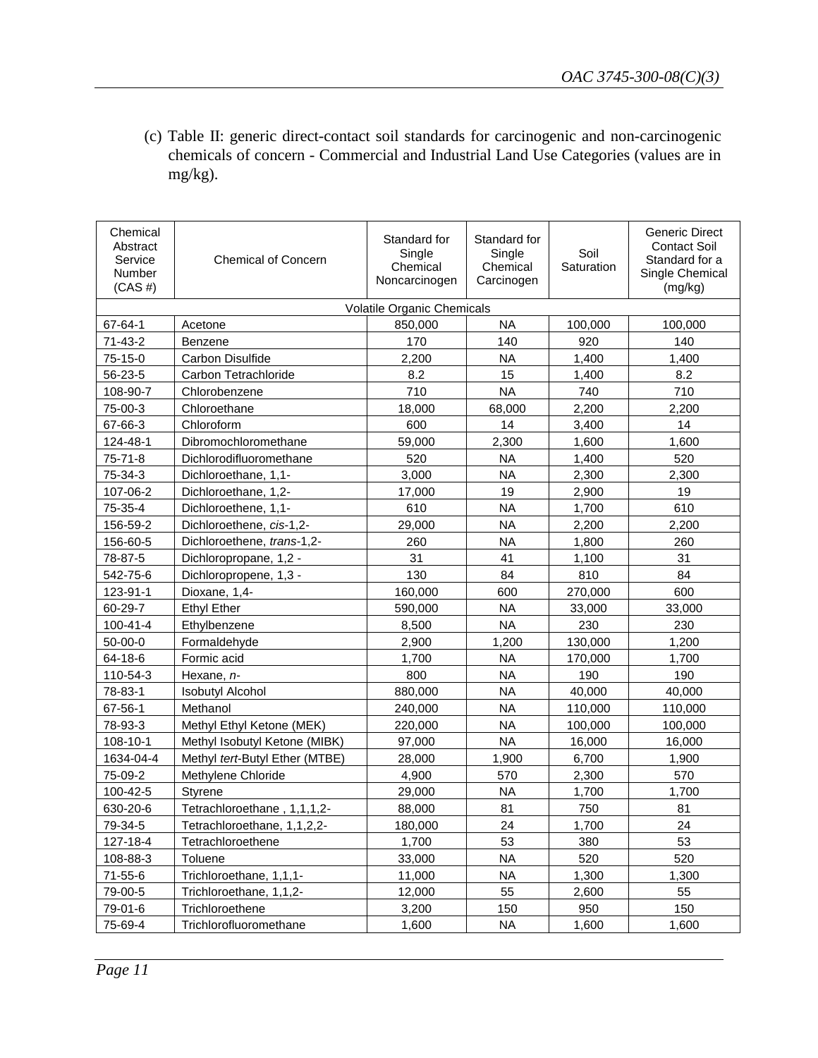(c) Table II: generic direct-contact soil standards for carcinogenic and non-carcinogenic chemicals of concern - Commercial and Industrial Land Use Categories (values are in mg/kg).

| Chemical Abstract Service Number (CAS #) | Chemical of Concern | Standard for Single Chemical Noncarcinogen | Standard for Single Chemical Carcinogen | Soil Saturation | Generic Direct Contact Soil Standard for a Single Chemical (mg/kg) |
|---|---|---|---|---|---|
| Volatile Organic Chemicals | | | | | |
| 67-64-1 | Acetone | 850,000 | NA | 100,000 | 100,000 |
| 71-43-2 | Benzene | 170 | 140 | 920 | 140 |
| 75-15-0 | Carbon Disulfide | 2,200 | NA | 1,400 | 1,400 |
| 56-23-5 | Carbon Tetrachloride | 8.2 | 15 | 1,400 | 8.2 |
| 108-90-7 | Chlorobenzene | 710 | NA | 740 | 710 |
| 75-00-3 | Chloroethane | 18,000 | 68,000 | 2,200 | 2,200 |
| 67-66-3 | Chloroform | 600 | 14 | 3,400 | 14 |
| 124-48-1 | Dibromochloromethane | 59,000 | 2,300 | 1,600 | 1,600 |
| 75-71-8 | Dichlorodifluoromethane | 520 | NA | 1,400 | 520 |
| 75-34-3 | Dichloroethane, 1,1- | 3,000 | NA | 2,300 | 2,300 |
| 107-06-2 | Dichloroethane, 1,2- | 17,000 | 19 | 2,900 | 19 |
| 75-35-4 | Dichloroethene, 1,1- | 610 | NA | 1,700 | 610 |
| 156-59-2 | Dichloroethene, *cis*-1,2- | 29,000 | NA | 2,200 | 2,200 |
| 156-60-5 | Dichloroethene, *trans*-1,2- | 260 | NA | 1,800 | 260 |
| 78-87-5 | Dichloropropane, 1,2 - | 31 | 41 | 1,100 | 31 |
| 542-75-6 | Dichloropropene, 1,3 - | 130 | 84 | 810 | 84 |
| 123-91-1 | Dioxane, 1,4- | 160,000 | 600 | 270,000 | 600 |
| 60-29-7 | Ethyl Ether | 590,000 | NA | 33,000 | 33,000 |
| 100-41-4 | Ethylbenzene | 8,500 | NA | 230 | 230 |
| 50-00-0 | Formaldehyde | 2,900 | 1,200 | 130,000 | 1,200 |
| 64-18-6 | Formic acid | 1,700 | NA | 170,000 | 1,700 |
| 110-54-3 | Hexane, *n*- | 800 | NA | 190 | 190 |
| 78-83-1 | Isobutyl Alcohol | 880,000 | NA | 40,000 | 40,000 |
| 67-56-1 | Methanol | 240,000 | NA | 110,000 | 110,000 |
| 78-93-3 | Methyl Ethyl Ketone (MEK) | 220,000 | NA | 100,000 | 100,000 |
| 108-10-1 | Methyl Isobutyl Ketone (MIBK) | 97,000 | NA | 16,000 | 16,000 |
| 1634-04-4 | Methyl *tert*-Butyl Ether (MTBE) | 28,000 | 1,900 | 6,700 | 1,900 |
| 75-09-2 | Methylene Chloride | 4,900 | 570 | 2,300 | 570 |
| 100-42-5 | Styrene | 29,000 | NA | 1,700 | 1,700 |
| 630-20-6 | Tetrachloroethane , 1,1,1,2- | 88,000 | 81 | 750 | 81 |
| 79-34-5 | Tetrachloroethane, 1,1,2,2- | 180,000 | 24 | 1,700 | 24 |
| 127-18-4 | Tetrachloroethene | 1,700 | 53 | 380 | 53 |
| 108-88-3 | Toluene | 33,000 | NA | 520 | 520 |
| 71-55-6 | Trichloroethane, 1,1,1- | 11,000 | NA | 1,300 | 1,300 |
| 79-00-5 | Trichloroethane, 1,1,2- | 12,000 | 55 | 2,600 | 55 |
| 79-01-6 | Trichloroethene | 3,200 | 150 | 950 | 150 |
| 75-69-4 | Trichlorofluoromethane | 1,600 | NA | 1,600 | 1,600 |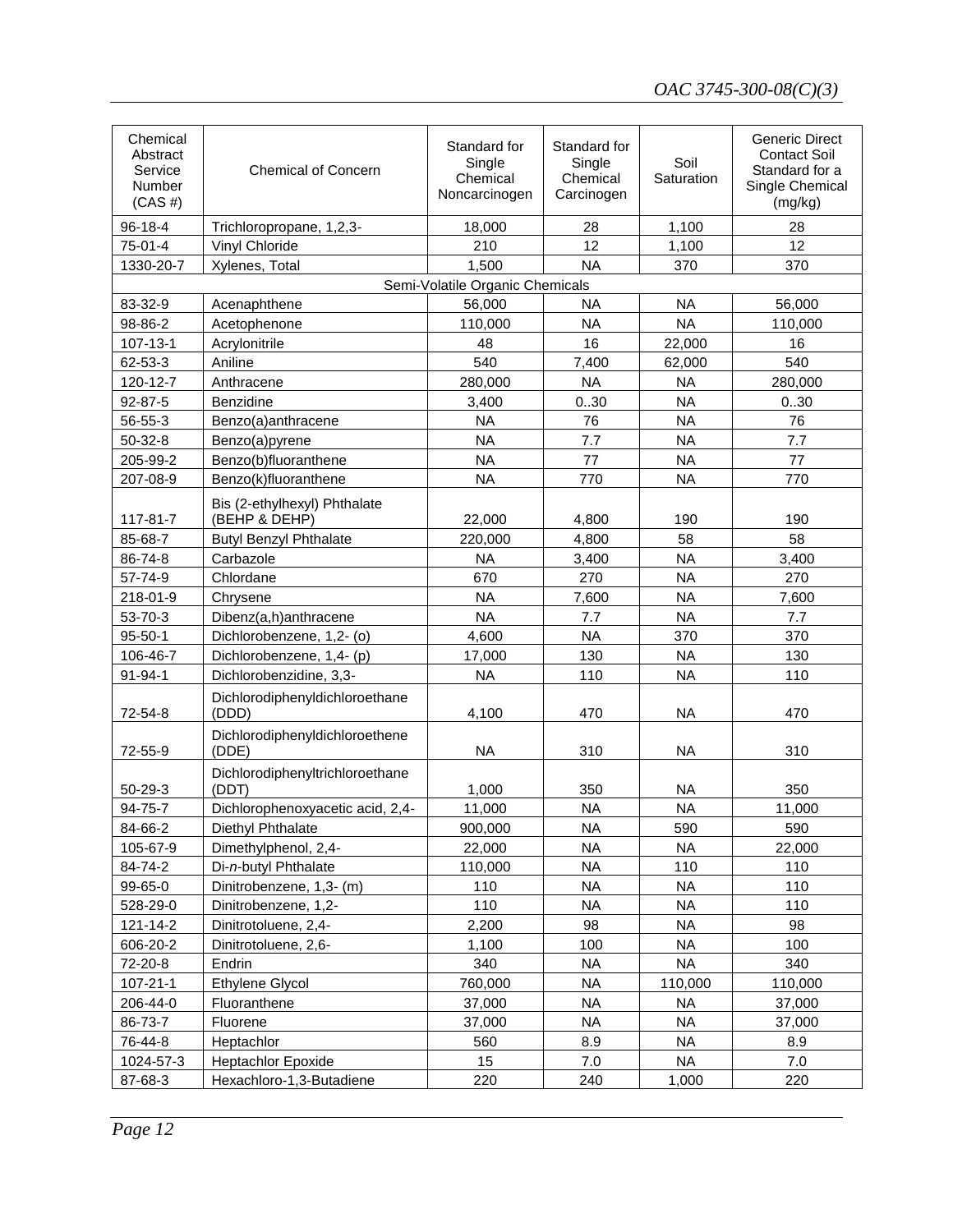| Chemical Abstract Service Number (CAS #) | Chemical of Concern | Standard for Single Chemical Noncarcinogen | Standard for Single Chemical Carcinogen | Soil Saturation | Generic Direct Contact Soil Standard for a Single Chemical (mg/kg) |
|---|---|---|---|---|---|
| 96-18-4 | Trichloropropane, 1,2,3- | 18,000 | 28 | 1,100 | 28 |
| 75-01-4 | Vinyl Chloride | 210 | 12 | 1,100 | 12 |
| 1330-20-7 | Xylenes, Total | 1,500 | NA | 370 | 370 |
| | Semi-Volatile Organic Chemicals | | | | |
| 83-32-9 | Acenaphthene | 56,000 | NA | NA | 56,000 |
| 98-86-2 | Acetophenone | 110,000 | NA | NA | 110,000 |
| 107-13-1 | Acrylonitrile | 48 | 16 | 22,000 | 16 |
| 62-53-3 | Aniline | 540 | 7,400 | 62,000 | 540 |
| 120-12-7 | Anthracene | 280,000 | NA | NA | 280,000 |
| 92-87-5 | Benzidine | 3,400 | 0..30 | NA | 0..30 |
| 56-55-3 | Benzo(a)anthracene | NA | 76 | NA | 76 |
| 50-32-8 | Benzo(a)pyrene | NA | 7.7 | NA | 7.7 |
| 205-99-2 | Benzo(b)fluoranthene | NA | 77 | NA | 77 |
| 207-08-9 | Benzo(k)fluoranthene | NA | 770 | NA | 770 |
| 117-81-7 | Bis (2-ethylhexyl) Phthalate (BEHP & DEHP) | 22,000 | 4,800 | 190 | 190 |
| 85-68-7 | Butyl Benzyl Phthalate | 220,000 | 4,800 | 58 | 58 |
| 86-74-8 | Carbazole | NA | 3,400 | NA | 3,400 |
| 57-74-9 | Chlordane | 670 | 270 | NA | 270 |
| 218-01-9 | Chrysene | NA | 7,600 | NA | 7,600 |
| 53-70-3 | Dibenz(a,h)anthracene | NA | 7.7 | NA | 7.7 |
| 95-50-1 | Dichlorobenzene, 1,2- (o) | 4,600 | NA | 370 | 370 |
| 106-46-7 | Dichlorobenzene, 1,4- (p) | 17,000 | 130 | NA | 130 |
| 91-94-1 | Dichlorobenzidine, 3,3- | NA | 110 | NA | 110 |
| 72-54-8 | Dichlorodiphenyldichloroethane (DDD) | 4,100 | 470 | NA | 470 |
| 72-55-9 | Dichlorodiphenyldichloroethene (DDE) | NA | 310 | NA | 310 |
| 50-29-3 | Dichlorodiphenyltrichloroethane (DDT) | 1,000 | 350 | NA | 350 |
| 94-75-7 | Dichlorophenoxyacetic acid, 2,4- | 11,000 | NA | NA | 11,000 |
| 84-66-2 | Diethyl Phthalate | 900,000 | NA | 590 | 590 |
| 105-67-9 | Dimethylphenol, 2,4- | 22,000 | NA | NA | 22,000 |
| 84-74-2 | Di-*n*-butyl Phthalate | 110,000 | NA | 110 | 110 |
| 99-65-0 | Dinitrobenzene, 1,3- (m) | 110 | NA | NA | 110 |
| 528-29-0 | Dinitrobenzene, 1,2- | 110 | NA | NA | 110 |
| 121-14-2 | Dinitrotoluene, 2,4- | 2,200 | 98 | NA | 98 |
| 606-20-2 | Dinitrotoluene, 2,6- | 1,100 | 100 | NA | 100 |
| 72-20-8 | Endrin | 340 | NA | NA | 340 |
| 107-21-1 | Ethylene Glycol | 760,000 | NA | 110,000 | 110,000 |
| 206-44-0 | Fluoranthene | 37,000 | NA | NA | 37,000 |
| 86-73-7 | Fluorene | 37,000 | NA | NA | 37,000 |
| 76-44-8 | Heptachlor | 560 | 8.9 | NA | 8.9 |
| 1024-57-3 | Heptachlor Epoxide | 15 | 7.0 | NA | 7.0 |
| 87-68-3 | Hexachloro-1,3-Butadiene | 220 | 240 | 1,000 | 220 |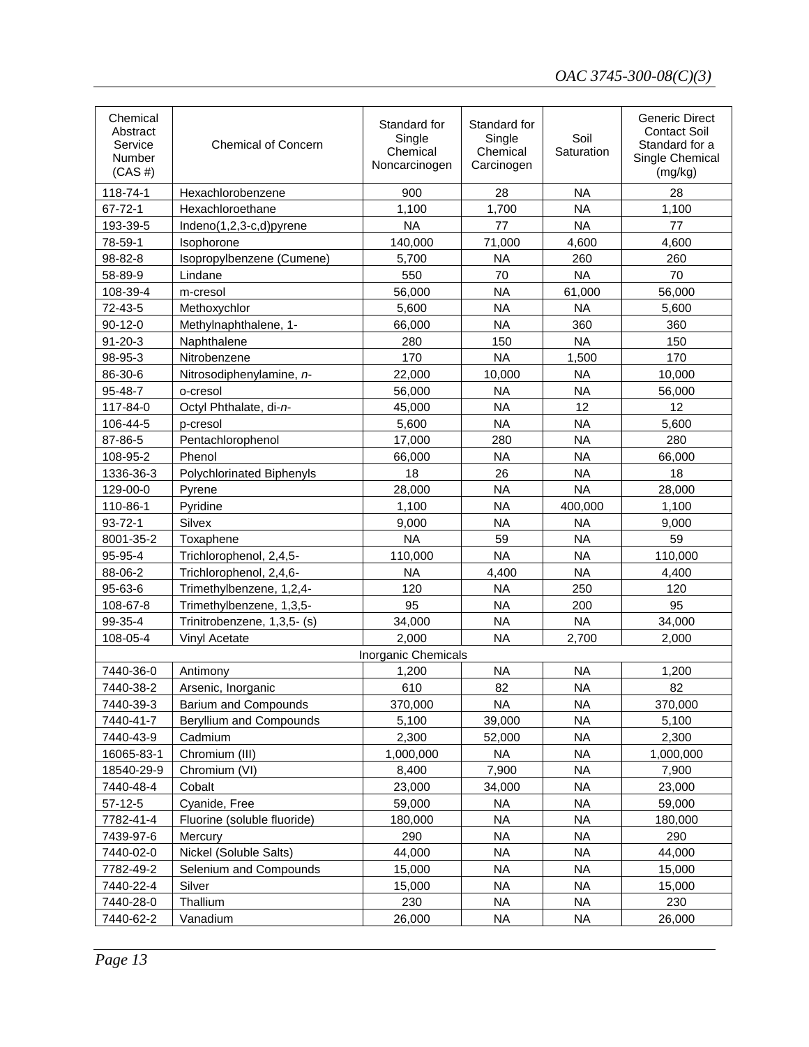| Chemical Abstract Service Number (CAS #) | Chemical of Concern | Standard for Single Chemical Noncarcinogen | Standard for Single Chemical Carcinogen | Soil Saturation | Generic Direct Contact Soil Standard for a Single Chemical (mg/kg) |
|---|---|---|---|---|---|
| 118-74-1 | Hexachlorobenzene | 900 | 28 | NA | 28 |
| 67-72-1 | Hexachloroethane | 1,100 | 1,700 | NA | 1,100 |
| 193-39-5 | Indeno(1,2,3-c,d)pyrene | NA | 77 | NA | 77 |
| 78-59-1 | Isophorone | 140,000 | 71,000 | 4,600 | 4,600 |
| 98-82-8 | Isopropylbenzene (Cumene) | 5,700 | NA | 260 | 260 |
| 58-89-9 | Lindane | 550 | 70 | NA | 70 |
| 108-39-4 | m-cresol | 56,000 | NA | 61,000 | 56,000 |
| 72-43-5 | Methoxychlor | 5,600 | NA | NA | 5,600 |
| 90-12-0 | Methylnaphthalene, 1- | 66,000 | NA | 360 | 360 |
| 91-20-3 | Naphthalene | 280 | 150 | NA | 150 |
| 98-95-3 | Nitrobenzene | 170 | NA | 1,500 | 170 |
| 86-30-6 | Nitrosodiphenylamine, *n*- | 22,000 | 10,000 | NA | 10,000 |
| 95-48-7 | o-cresol | 56,000 | NA | NA | 56,000 |
| 117-84-0 | Octyl Phthalate, di-*n*- | 45,000 | NA | 12 | 12 |
| 106-44-5 | p-cresol | 5,600 | NA | NA | 5,600 |
| 87-86-5 | Pentachlorophenol | 17,000 | 280 | NA | 280 |
| 108-95-2 | Phenol | 66,000 | NA | NA | 66,000 |
| 1336-36-3 | Polychlorinated Biphenyls | 18 | 26 | NA | 18 |
| 129-00-0 | Pyrene | 28,000 | NA | NA | 28,000 |
| 110-86-1 | Pyridine | 1,100 | NA | 400,000 | 1,100 |
| 93-72-1 | Silvex | 9,000 | NA | NA | 9,000 |
| 8001-35-2 | Toxaphene | NA | 59 | NA | 59 |
| 95-95-4 | Trichlorophenol, 2,4,5- | 110,000 | NA | NA | 110,000 |
| 88-06-2 | Trichlorophenol, 2,4,6- | NA | 4,400 | NA | 4,400 |
| 95-63-6 | Trimethylbenzene, 1,2,4- | 120 | NA | 250 | 120 |
| 108-67-8 | Trimethylbenzene, 1,3,5- | 95 | NA | 200 | 95 |
| 99-35-4 | Trinitrobenzene, 1,3,5- (s) | 34,000 | NA | NA | 34,000 |
| 108-05-4 | Vinyl Acetate | 2,000 | NA | 2,700 | 2,000 |
| | Inorganic Chemicals | | | | |
| 7440-36-0 | Antimony | 1,200 | NA | NA | 1,200 |
| 7440-38-2 | Arsenic, Inorganic | 610 | 82 | NA | 82 |
| 7440-39-3 | Barium and Compounds | 370,000 | NA | NA | 370,000 |
| 7440-41-7 | Beryllium and Compounds | 5,100 | 39,000 | NA | 5,100 |
| 7440-43-9 | Cadmium | 2,300 | 52,000 | NA | 2,300 |
| 16065-83-1 | Chromium (III) | 1,000,000 | NA | NA | 1,000,000 |
| 18540-29-9 | Chromium (VI) | 8,400 | 7,900 | NA | 7,900 |
| 7440-48-4 | Cobalt | 23,000 | 34,000 | NA | 23,000 |
| 57-12-5 | Cyanide, Free | 59,000 | NA | NA | 59,000 |
| 7782-41-4 | Fluorine (soluble fluoride) | 180,000 | NA | NA | 180,000 |
| 7439-97-6 | Mercury | 290 | NA | NA | 290 |
| 7440-02-0 | Nickel (Soluble Salts) | 44,000 | NA | NA | 44,000 |
| 7782-49-2 | Selenium and Compounds | 15,000 | NA | NA | 15,000 |
| 7440-22-4 | Silver | 15,000 | NA | NA | 15,000 |
| 7440-28-0 | Thallium | 230 | NA | NA | 230 |
| 7440-62-2 | Vanadium | 26,000 | NA | NA | 26,000 |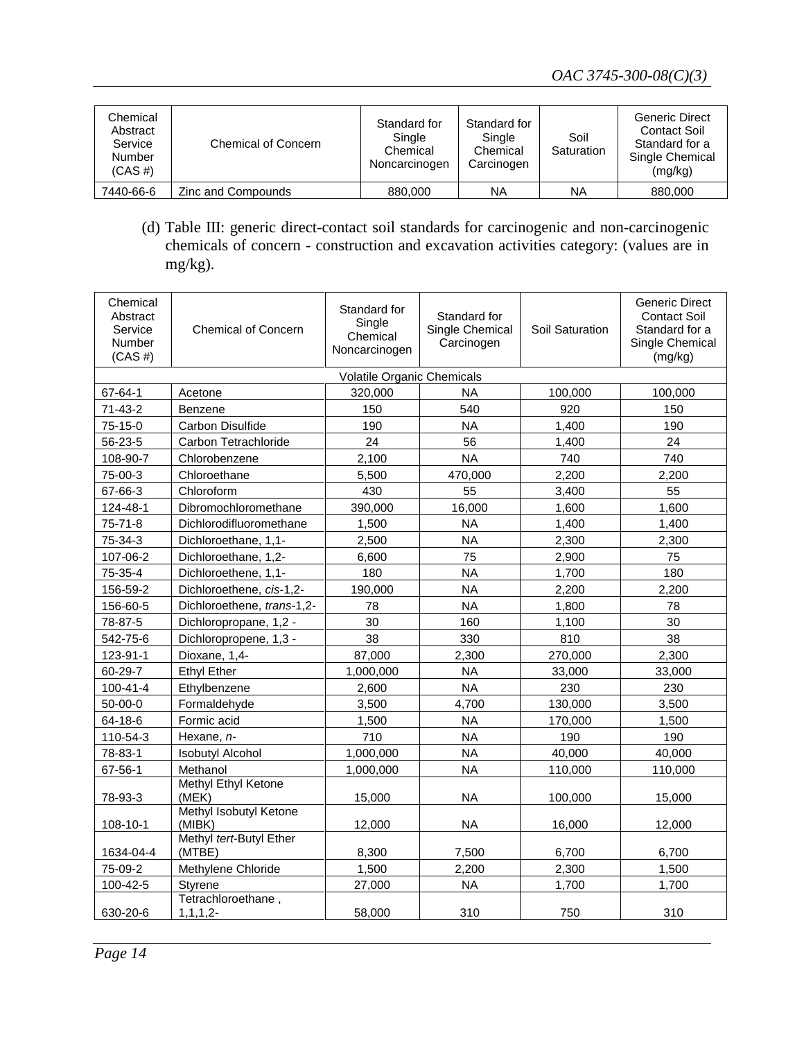| Chemical Abstract Service Number (CAS #) | Chemical of Concern | Standard for Single Chemical Noncarcinogen | Standard for Single Chemical Carcinogen | Soil Saturation | Generic Direct Contact Soil Standard for a Single Chemical (mg/kg) |
|---|---|---|---|---|---|
| 7440-66-6 | Zinc and Compounds | 880,000 | NA | NA | 880,000 |

(d) Table III: generic direct-contact soil standards for carcinogenic and non-carcinogenic chemicals of concern - construction and excavation activities category: (values are in mg/kg).

| Chemical Abstract Service Number (CAS #) | Chemical of Concern | Standard for Single Chemical Noncarcinogen | Standard for Single Chemical Carcinogen | Soil Saturation | Generic Direct Contact Soil Standard for a Single Chemical (mg/kg) |
|---|---|---|---|---|---|
| | | Volatile Organic Chemicals | | | |
| 67-64-1 | Acetone | 320,000 | NA | 100,000 | 100,000 |
| 71-43-2 | Benzene | 150 | 540 | 920 | 150 |
| 75-15-0 | Carbon Disulfide | 190 | NA | 1,400 | 190 |
| 56-23-5 | Carbon Tetrachloride | 24 | 56 | 1,400 | 24 |
| 108-90-7 | Chlorobenzene | 2,100 | NA | 740 | 740 |
| 75-00-3 | Chloroethane | 5,500 | 470,000 | 2,200 | 2,200 |
| 67-66-3 | Chloroform | 430 | 55 | 3,400 | 55 |
| 124-48-1 | Dibromochloromethane | 390,000 | 16,000 | 1,600 | 1,600 |
| 75-71-8 | Dichlorodifluoromethane | 1,500 | NA | 1,400 | 1,400 |
| 75-34-3 | Dichloroethane, 1,1- | 2,500 | NA | 2,300 | 2,300 |
| 107-06-2 | Dichloroethane, 1,2- | 6,600 | 75 | 2,900 | 75 |
| 75-35-4 | Dichloroethene, 1,1- | 180 | NA | 1,700 | 180 |
| 156-59-2 | Dichloroethene, *cis*-1,2- | 190,000 | NA | 2,200 | 2,200 |
| 156-60-5 | Dichloroethene, *trans*-1,2- | 78 | NA | 1,800 | 78 |
| 78-87-5 | Dichloropropane, 1,2 - | 30 | 160 | 1,100 | 30 |
| 542-75-6 | Dichloropropene, 1,3 - | 38 | 330 | 810 | 38 |
| 123-91-1 | Dioxane, 1,4- | 87,000 | 2,300 | 270,000 | 2,300 |
| 60-29-7 | Ethyl Ether | 1,000,000 | NA | 33,000 | 33,000 |
| 100-41-4 | Ethylbenzene | 2,600 | NA | 230 | 230 |
| 50-00-0 | Formaldehyde | 3,500 | 4,700 | 130,000 | 3,500 |
| 64-18-6 | Formic acid | 1,500 | NA | 170,000 | 1,500 |
| 110-54-3 | Hexane, *n*- | 710 | NA | 190 | 190 |
| 78-83-1 | Isobutyl Alcohol | 1,000,000 | NA | 40,000 | 40,000 |
| 67-56-1 | Methanol | 1,000,000 | NA | 110,000 | 110,000 |
| 78-93-3 | Methyl Ethyl Ketone (MEK) | 15,000 | NA | 100,000 | 15,000 |
| 108-10-1 | Methyl Isobutyl Ketone (MIBK) | 12,000 | NA | 16,000 | 12,000 |
| 1634-04-4 | Methyl *tert*-Butyl Ether (MTBE) | 8,300 | 7,500 | 6,700 | 6,700 |
| 75-09-2 | Methylene Chloride | 1,500 | 2,200 | 2,300 | 1,500 |
| 100-42-5 | Styrene | 27,000 | NA | 1,700 | 1,700 |
| 630-20-6 | Tetrachloroethane , 1,1,1,2- | 58,000 | 310 | 750 | 310 |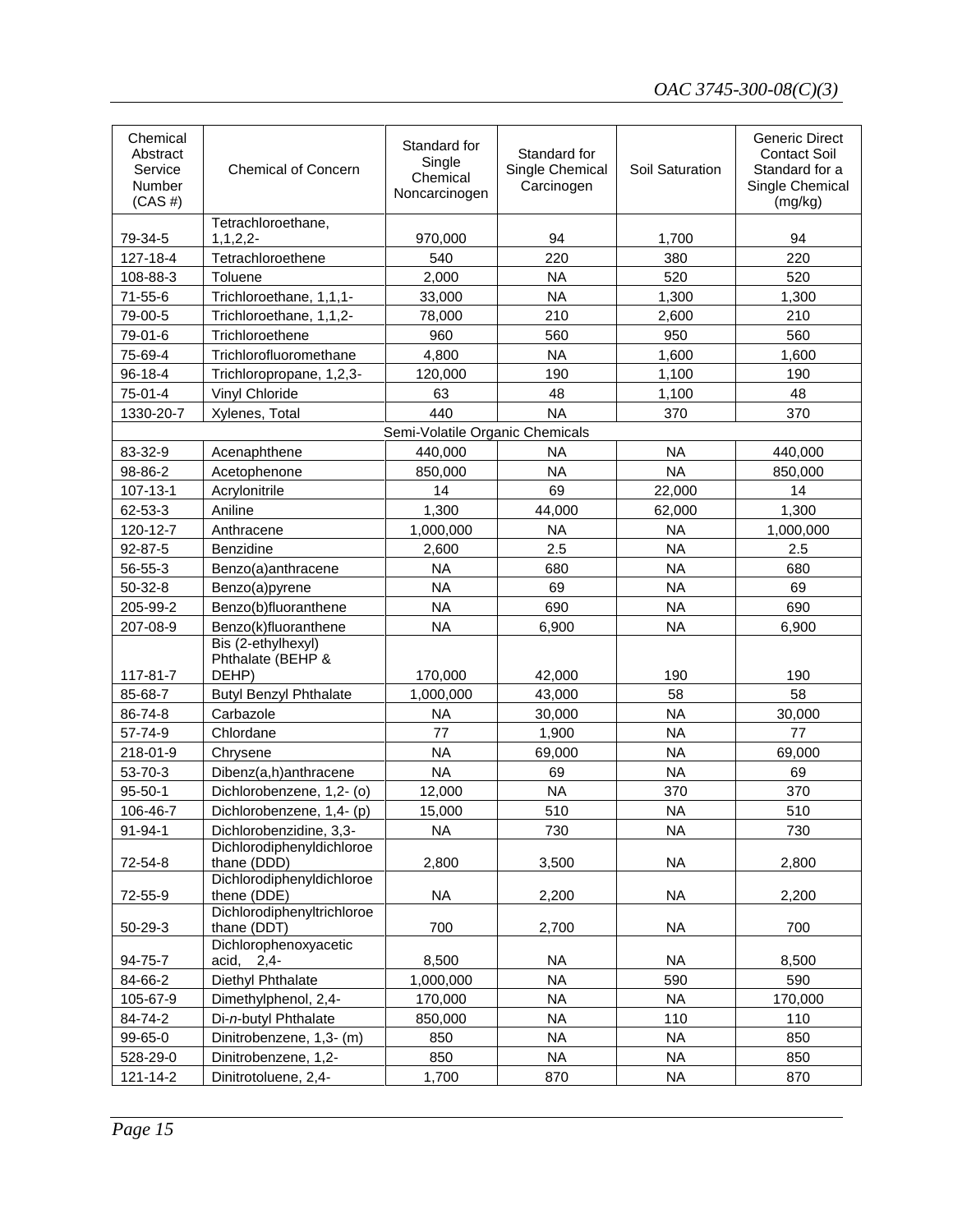| Chemical Abstract Service Number (CAS #) | Chemical of Concern | Standard for Single Chemical Noncarcinogen | Standard for Single Chemical Carcinogen | Soil Saturation | Generic Direct Contact Soil Standard for a Single Chemical (mg/kg) |
|---|---|---|---|---|---|
| 79-34-5 | Tetrachloroethane, 1,1,2,2- | 970,000 | 94 | 1,700 | 94 |
| 127-18-4 | Tetrachloroethene | 540 | 220 | 380 | 220 |
| 108-88-3 | Toluene | 2,000 | NA | 520 | 520 |
| 71-55-6 | Trichloroethane, 1,1,1- | 33,000 | NA | 1,300 | 1,300 |
| 79-00-5 | Trichloroethane, 1,1,2- | 78,000 | 210 | 2,600 | 210 |
| 79-01-6 | Trichloroethene | 960 | 560 | 950 | 560 |
| 75-69-4 | Trichlorofluoromethane | 4,800 | NA | 1,600 | 1,600 |
| 96-18-4 | Trichloropropane, 1,2,3- | 120,000 | 190 | 1,100 | 190 |
| 75-01-4 | Vinyl Chloride | 63 | 48 | 1,100 | 48 |
| 1330-20-7 | Xylenes, Total | 440 | NA | 370 | 370 |
| | Semi-Volatile Organic Chemicals | | | | |
| 83-32-9 | Acenaphthene | 440,000 | NA | NA | 440,000 |
| 98-86-2 | Acetophenone | 850,000 | NA | NA | 850,000 |
| 107-13-1 | Acrylonitrile | 14 | 69 | 22,000 | 14 |
| 62-53-3 | Aniline | 1,300 | 44,000 | 62,000 | 1,300 |
| 120-12-7 | Anthracene | 1,000,000 | NA | NA | 1,000,000 |
| 92-87-5 | Benzidine | 2,600 | 2.5 | NA | 2.5 |
| 56-55-3 | Benzo(a)anthracene | NA | 680 | NA | 680 |
| 50-32-8 | Benzo(a)pyrene | NA | 69 | NA | 69 |
| 205-99-2 | Benzo(b)fluoranthene | NA | 690 | NA | 690 |
| 207-08-9 | Benzo(k)fluoranthene | NA | 6,900 | NA | 6,900 |
| 117-81-7 | Bis (2-ethylhexyl) Phthalate (BEHP & DEHP) | 170,000 | 42,000 | 190 | 190 |
| 85-68-7 | Butyl Benzyl Phthalate | 1,000,000 | 43,000 | 58 | 58 |
| 86-74-8 | Carbazole | NA | 30,000 | NA | 30,000 |
| 57-74-9 | Chlordane | 77 | 1,900 | NA | 77 |
| 218-01-9 | Chrysene | NA | 69,000 | NA | 69,000 |
| 53-70-3 | Dibenz(a,h)anthracene | NA | 69 | NA | 69 |
| 95-50-1 | Dichlorobenzene, 1,2- (o) | 12,000 | NA | 370 | 370 |
| 106-46-7 | Dichlorobenzene, 1,4- (p) | 15,000 | 510 | NA | 510 |
| 91-94-1 | Dichlorobenzidine, 3,3- | NA | 730 | NA | 730 |
| 72-54-8 | Dichlorodiphenyldichloroethane (DDD) | 2,800 | 3,500 | NA | 2,800 |
| 72-55-9 | Dichlorodiphenyldichloroethene (DDE) | NA | 2,200 | NA | 2,200 |
| 50-29-3 | Dichlorodiphenyltrichloroethane (DDT) | 700 | 2,700 | NA | 700 |
| 94-75-7 | Dichlorophenoxyacetic acid, 2,4- | 8,500 | NA | NA | 8,500 |
| 84-66-2 | Diethyl Phthalate | 1,000,000 | NA | 590 | 590 |
| 105-67-9 | Dimethylphenol, 2,4- | 170,000 | NA | NA | 170,000 |
| 84-74-2 | Di-*n*-butyl Phthalate | 850,000 | NA | 110 | 110 |
| 99-65-0 | Dinitrobenzene, 1,3- (m) | 850 | NA | NA | 850 |
| 528-29-0 | Dinitrobenzene, 1,2- | 850 | NA | NA | 850 |
| 121-14-2 | Dinitrotoluene, 2,4- | 1,700 | 870 | NA | 870 |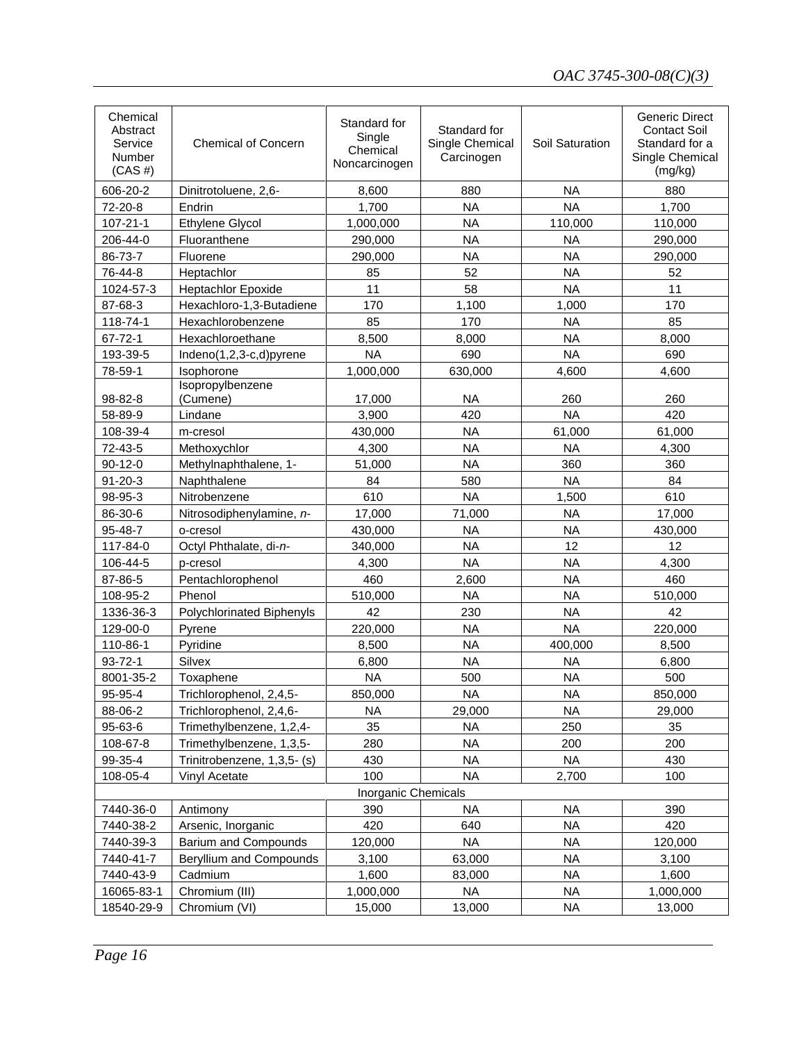| Chemical Abstract Service Number (CAS #) | Chemical of Concern | Standard for Single Chemical Noncarcinogen | Standard for Single Chemical Carcinogen | Soil Saturation | Generic Direct Contact Soil Standard for a Single Chemical (mg/kg) |
|---|---|---|---|---|---|
| 606-20-2 | Dinitrotoluene, 2,6- | 8,600 | 880 | NA | 880 |
| 72-20-8 | Endrin | 1,700 | NA | NA | 1,700 |
| 107-21-1 | Ethylene Glycol | 1,000,000 | NA | 110,000 | 110,000 |
| 206-44-0 | Fluoranthene | 290,000 | NA | NA | 290,000 |
| 86-73-7 | Fluorene | 290,000 | NA | NA | 290,000 |
| 76-44-8 | Heptachlor | 85 | 52 | NA | 52 |
| 1024-57-3 | Heptachlor Epoxide | 11 | 58 | NA | 11 |
| 87-68-3 | Hexachloro-1,3-Butadiene | 170 | 1,100 | 1,000 | 170 |
| 118-74-1 | Hexachlorobenzene | 85 | 170 | NA | 85 |
| 67-72-1 | Hexachloroethane | 8,500 | 8,000 | NA | 8,000 |
| 193-39-5 | Indeno(1,2,3-c,d)pyrene | NA | 690 | NA | 690 |
| 78-59-1 | Isophorone | 1,000,000 | 630,000 | 4,600 | 4,600 |
| 98-82-8 | Isopropylbenzene (Cumene) | 17,000 | NA | 260 | 260 |
| 58-89-9 | Lindane | 3,900 | 420 | NA | 420 |
| 108-39-4 | m-cresol | 430,000 | NA | 61,000 | 61,000 |
| 72-43-5 | Methoxychlor | 4,300 | NA | NA | 4,300 |
| 90-12-0 | Methylnaphthalene, 1- | 51,000 | NA | 360 | 360 |
| 91-20-3 | Naphthalene | 84 | 580 | NA | 84 |
| 98-95-3 | Nitrobenzene | 610 | NA | 1,500 | 610 |
| 86-30-6 | Nitrosodiphenylamine, *n*- | 17,000 | 71,000 | NA | 17,000 |
| 95-48-7 | o-cresol | 430,000 | NA | NA | 430,000 |
| 117-84-0 | Octyl Phthalate, di-*n*- | 340,000 | NA | 12 | 12 |
| 106-44-5 | p-cresol | 4,300 | NA | NA | 4,300 |
| 87-86-5 | Pentachlorophenol | 460 | 2,600 | NA | 460 |
| 108-95-2 | Phenol | 510,000 | NA | NA | 510,000 |
| 1336-36-3 | Polychlorinated Biphenyls | 42 | 230 | NA | 42 |
| 129-00-0 | Pyrene | 220,000 | NA | NA | 220,000 |
| 110-86-1 | Pyridine | 8,500 | NA | 400,000 | 8,500 |
| 93-72-1 | Silvex | 6,800 | NA | NA | 6,800 |
| 8001-35-2 | Toxaphene | NA | 500 | NA | 500 |
| 95-95-4 | Trichlorophenol, 2,4,5- | 850,000 | NA | NA | 850,000 |
| 88-06-2 | Trichlorophenol, 2,4,6- | NA | 29,000 | NA | 29,000 |
| 95-63-6 | Trimethylbenzene, 1,2,4- | 35 | NA | 250 | 35 |
| 108-67-8 | Trimethylbenzene, 1,3,5- | 280 | NA | 200 | 200 |
| 99-35-4 | Trinitrobenzene, 1,3,5- (s) | 430 | NA | NA | 430 |
| 108-05-4 | Vinyl Acetate | 100 | NA | 2,700 | 100 |
| Inorganic Chemicals | | | | | |
| 7440-36-0 | Antimony | 390 | NA | NA | 390 |
| 7440-38-2 | Arsenic, Inorganic | 420 | 640 | NA | 420 |
| 7440-39-3 | Barium and Compounds | 120,000 | NA | NA | 120,000 |
| 7440-41-7 | Beryllium and Compounds | 3,100 | 63,000 | NA | 3,100 |
| 7440-43-9 | Cadmium | 1,600 | 83,000 | NA | 1,600 |
| 16065-83-1 | Chromium (III) | 1,000,000 | NA | NA | 1,000,000 |
| 18540-29-9 | Chromium (VI) | 15,000 | 13,000 | NA | 13,000 |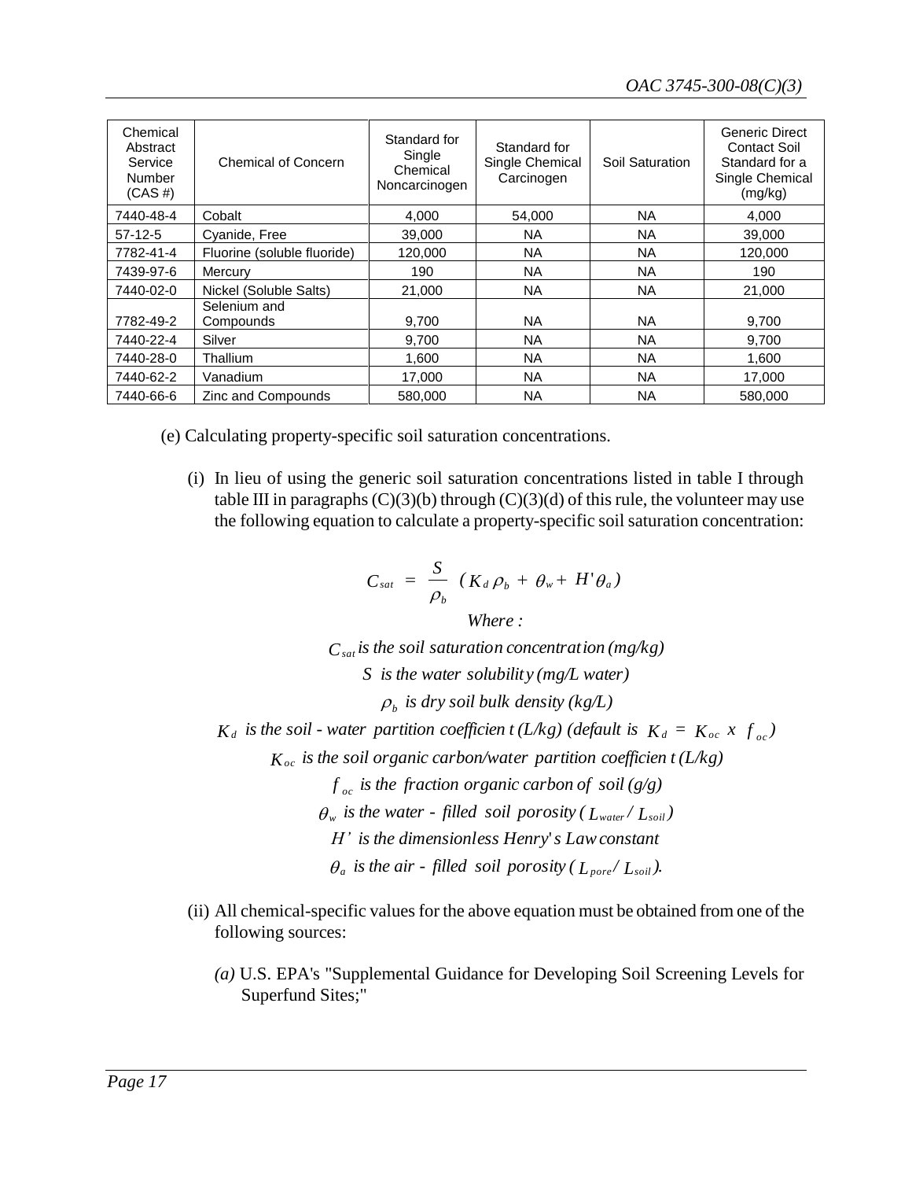| Chemical Abstract Service Number (CAS #) | Chemical of Concern | Standard for Single Chemical Noncarcinogen | Standard for Single Chemical Carcinogen | Soil Saturation | Generic Direct Contact Soil Standard for a Single Chemical (mg/kg) |
|---|---|---|---|---|---|
| 7440-48-4 | Cobalt | 4,000 | 54,000 | NA | 4,000 |
| 57-12-5 | Cyanide, Free | 39,000 | NA | NA | 39,000 |
| 7782-41-4 | Fluorine (soluble fluoride) | 120,000 | NA | NA | 120,000 |
| 7439-97-6 | Mercury | 190 | NA | NA | 190 |
| 7440-02-0 | Nickel (Soluble Salts) | 21,000 | NA | NA | 21,000 |
| 7782-49-2 | Selenium and Compounds | 9,700 | NA | NA | 9,700 |
| 7440-22-4 | Silver | 9,700 | NA | NA | 9,700 |
| 7440-28-0 | Thallium | 1,600 | NA | NA | 1,600 |
| 7440-62-2 | Vanadium | 17,000 | NA | NA | 17,000 |
| 7440-66-6 | Zinc and Compounds | 580,000 | NA | NA | 580,000 |

(e) Calculating property-specific soil saturation concentrations.

(i) In lieu of using the generic soil saturation concentrations listed in table I through table III in paragraphs (C)(3)(b) through (C)(3)(d) of this rule, the volunteer may use the following equation to calculate a property-specific soil saturation concentration:

$$C_{sat} = \frac{S}{\rho_b} \left( K_d \rho_b + \theta_w + H' \theta_a \right)$$

*Where :*

$C_{sat}$ *is the soil saturation concentration (mg/kg)*

$S$ *is the water solubility (mg/L water)*

$\rho_b$ *is dry soil bulk density (kg/L)*

$K_d$ *is the soil - water partition coefficient (L/kg) (default is* $K_d = K_{oc} \times f_{oc}$*)*

$K_{oc}$ *is the soil organic carbon/water partition coefficient (L/kg)*

$f_{oc}$ *is the fraction organic carbon of soil (g/g)*

$\theta_w$ *is the water - filled soil porosity (*$L_{water} / L_{soil}$*)*

$H'$ *is the dimensionless Henry's Law constant*

$\theta_a$ *is the air - filled soil porosity (*$L_{pore} / L_{soil}$*).*

(ii) All chemical-specific values for the above equation must be obtained from one of the following sources:

*(a)* U.S. EPA's "Supplemental Guidance for Developing Soil Screening Levels for Superfund Sites;"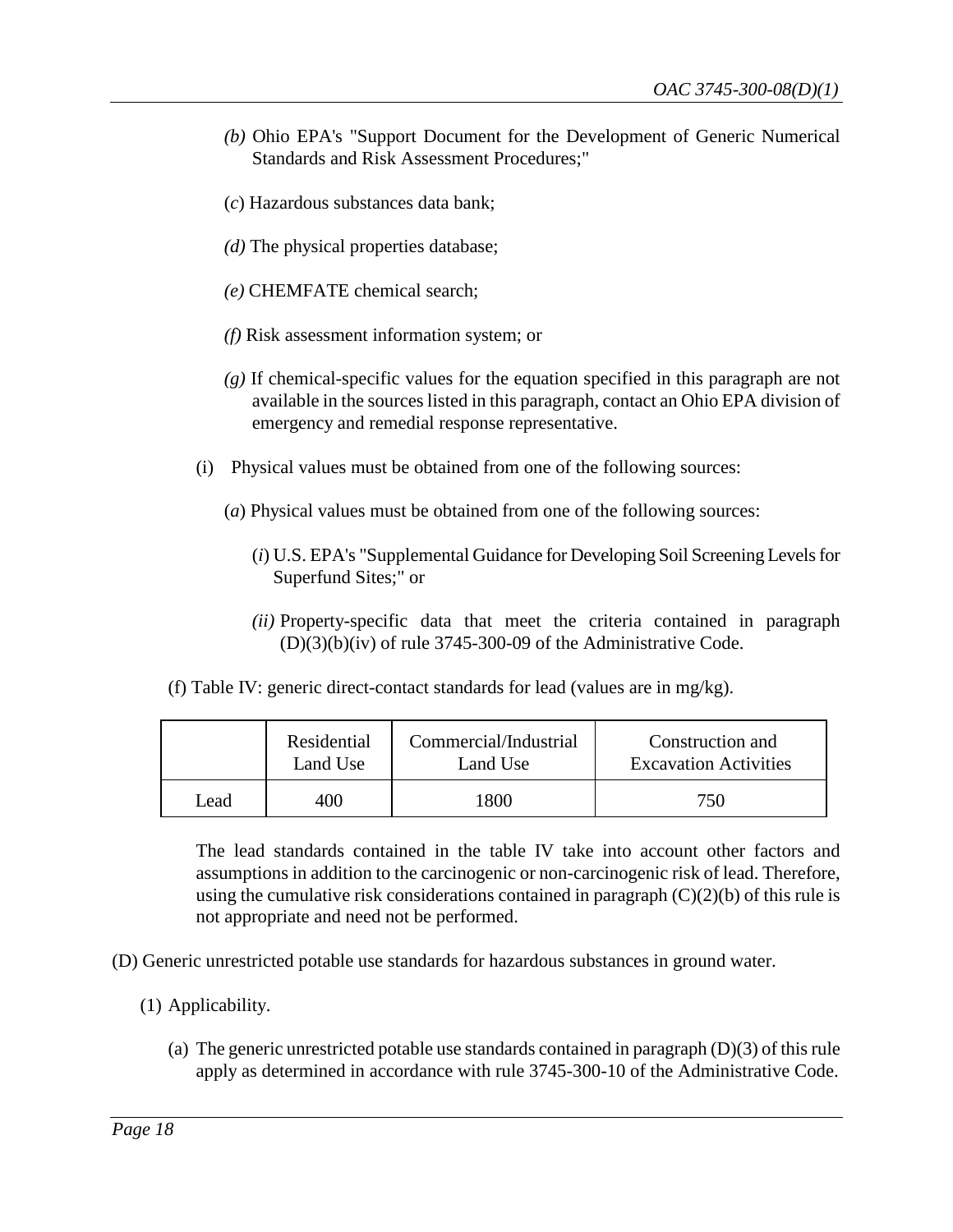*(b)* Ohio EPA's "Support Document for the Development of Generic Numerical Standards and Risk Assessment Procedures;"

(*c*) Hazardous substances data bank;

*(d)* The physical properties database;

*(e)* CHEMFATE chemical search;

*(f)* Risk assessment information system; or

*(g)* If chemical-specific values for the equation specified in this paragraph are not available in the sources listed in this paragraph, contact an Ohio EPA division of emergency and remedial response representative.

(i) Physical values must be obtained from one of the following sources:

(*a*) Physical values must be obtained from one of the following sources:

(*i*) U.S. EPA's "Supplemental Guidance for Developing Soil Screening Levels for Superfund Sites;" or

*(ii)* Property-specific data that meet the criteria contained in paragraph (D)(3)(b)(iv) of rule 3745-300-09 of the Administrative Code.

(f) Table IV: generic direct-contact standards for lead (values are in mg/kg).

| | Residential Land Use | Commercial/Industrial Land Use | Construction and Excavation Activities |
|---|---|---|---|
| Lead | 400 | 1800 | 750 |

The lead standards contained in the table IV take into account other factors and assumptions in addition to the carcinogenic or non-carcinogenic risk of lead. Therefore, using the cumulative risk considerations contained in paragraph (C)(2)(b) of this rule is not appropriate and need not be performed.

(D) Generic unrestricted potable use standards for hazardous substances in ground water.

(1) Applicability.

(a) The generic unrestricted potable use standards contained in paragraph (D)(3) of this rule apply as determined in accordance with rule 3745-300-10 of the Administrative Code.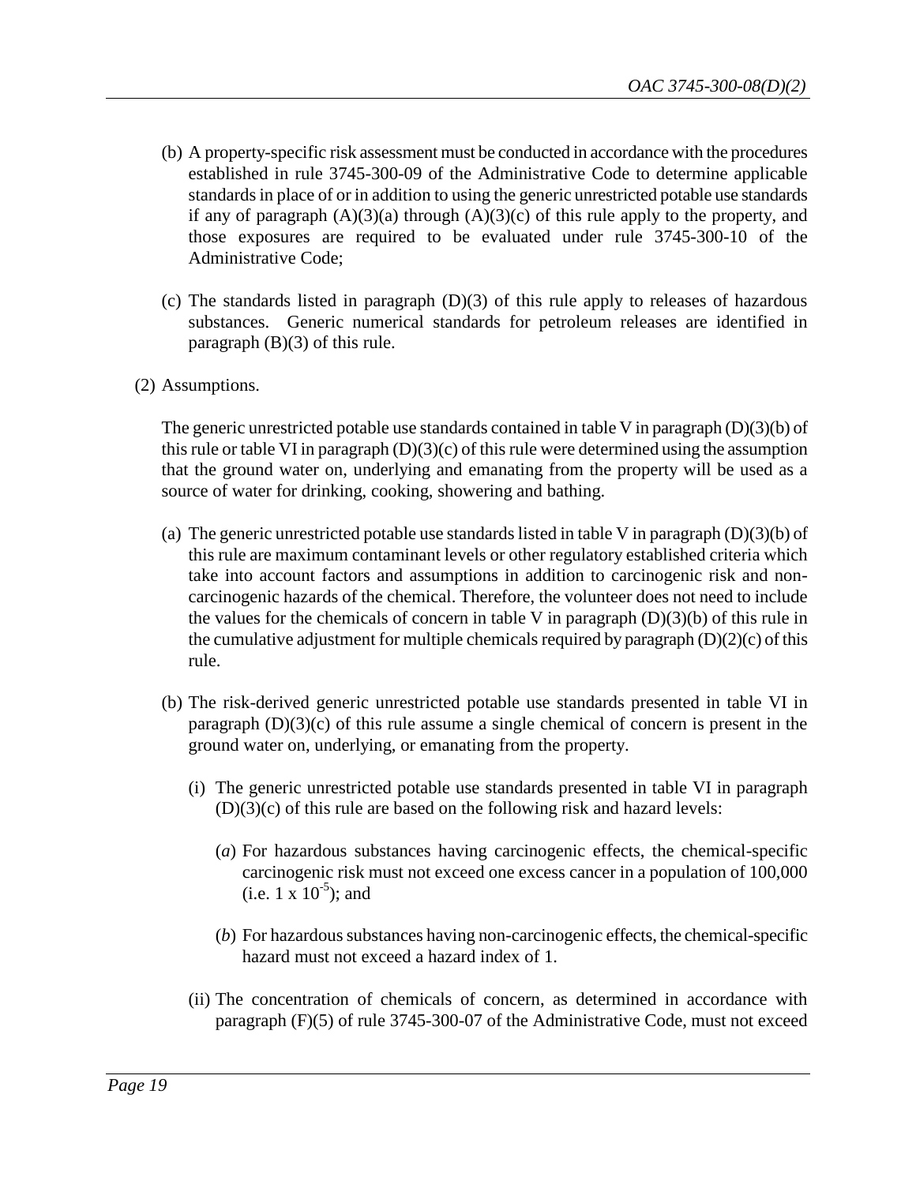(b) A property-specific risk assessment must be conducted in accordance with the procedures established in rule 3745-300-09 of the Administrative Code to determine applicable standards in place of or in addition to using the generic unrestricted potable use standards if any of paragraph (A)(3)(a) through (A)(3)(c) of this rule apply to the property, and those exposures are required to be evaluated under rule 3745-300-10 of the Administrative Code;

(c) The standards listed in paragraph (D)(3) of this rule apply to releases of hazardous substances. Generic numerical standards for petroleum releases are identified in paragraph (B)(3) of this rule.

(2) Assumptions.

The generic unrestricted potable use standards contained in table V in paragraph (D)(3)(b) of this rule or table VI in paragraph (D)(3)(c) of this rule were determined using the assumption that the ground water on, underlying and emanating from the property will be used as a source of water for drinking, cooking, showering and bathing.

(a) The generic unrestricted potable use standards listed in table V in paragraph (D)(3)(b) of this rule are maximum contaminant levels or other regulatory established criteria which take into account factors and assumptions in addition to carcinogenic risk and non-carcinogenic hazards of the chemical. Therefore, the volunteer does not need to include the values for the chemicals of concern in table V in paragraph (D)(3)(b) of this rule in the cumulative adjustment for multiple chemicals required by paragraph (D)(2)(c) of this rule.

(b) The risk-derived generic unrestricted potable use standards presented in table VI in paragraph (D)(3)(c) of this rule assume a single chemical of concern is present in the ground water on, underlying, or emanating from the property.

(i) The generic unrestricted potable use standards presented in table VI in paragraph (D)(3)(c) of this rule are based on the following risk and hazard levels:

(*a*) For hazardous substances having carcinogenic effects, the chemical-specific carcinogenic risk must not exceed one excess cancer in a population of 100,000 (i.e. $1 \times 10^{-5}$); and

(*b*) For hazardous substances having non-carcinogenic effects, the chemical-specific hazard must not exceed a hazard index of 1.

(ii) The concentration of chemicals of concern, as determined in accordance with paragraph (F)(5) of rule 3745-300-07 of the Administrative Code, must not exceed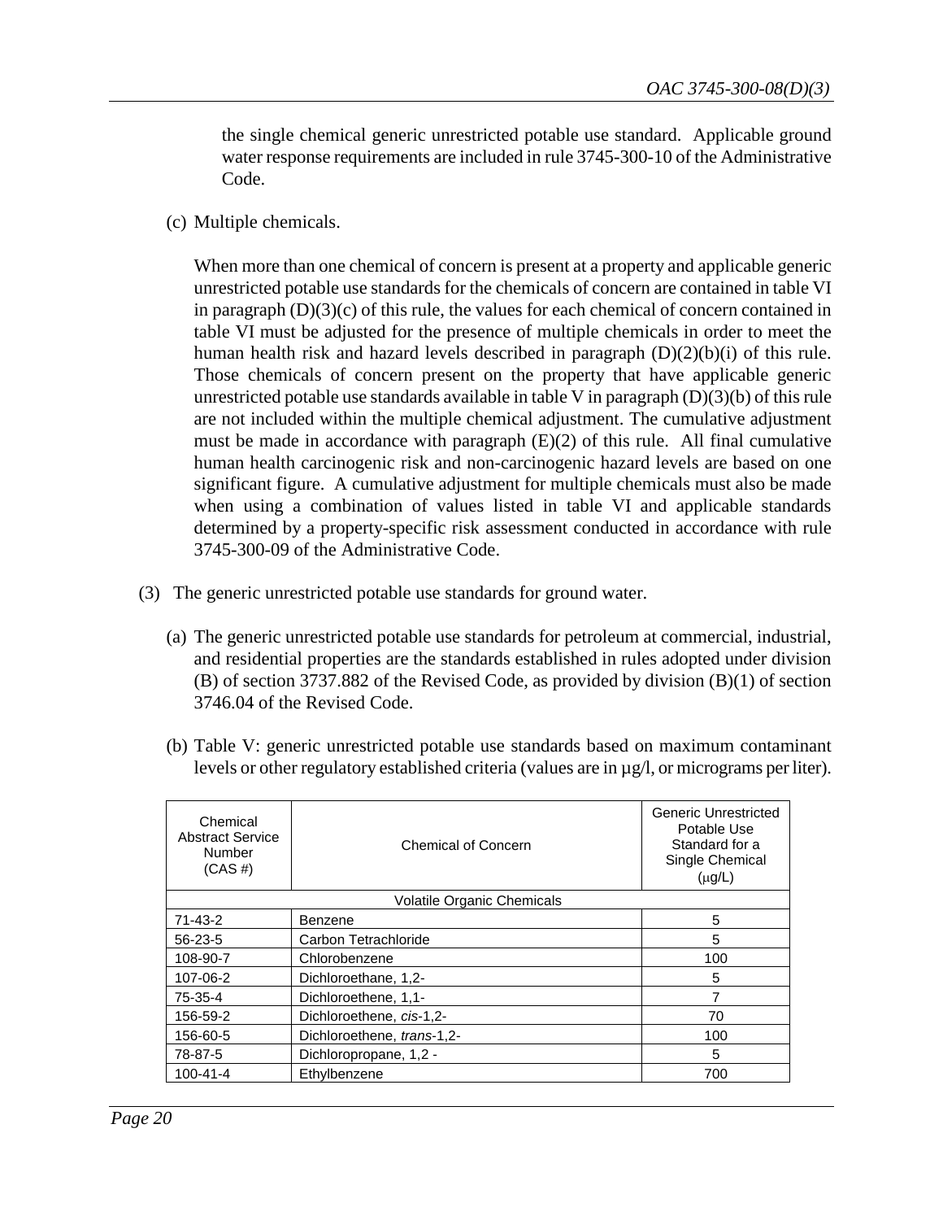the single chemical generic unrestricted potable use standard. Applicable ground water response requirements are included in rule 3745-300-10 of the Administrative Code.

(c) Multiple chemicals.

When more than one chemical of concern is present at a property and applicable generic unrestricted potable use standards for the chemicals of concern are contained in table VI in paragraph (D)(3)(c) of this rule, the values for each chemical of concern contained in table VI must be adjusted for the presence of multiple chemicals in order to meet the human health risk and hazard levels described in paragraph (D)(2)(b)(i) of this rule. Those chemicals of concern present on the property that have applicable generic unrestricted potable use standards available in table V in paragraph (D)(3)(b) of this rule are not included within the multiple chemical adjustment. The cumulative adjustment must be made in accordance with paragraph (E)(2) of this rule. All final cumulative human health carcinogenic risk and non-carcinogenic hazard levels are based on one significant figure. A cumulative adjustment for multiple chemicals must also be made when using a combination of values listed in table VI and applicable standards determined by a property-specific risk assessment conducted in accordance with rule 3745-300-09 of the Administrative Code.

(3) The generic unrestricted potable use standards for ground water.

(a) The generic unrestricted potable use standards for petroleum at commercial, industrial, and residential properties are the standards established in rules adopted under division (B) of section 3737.882 of the Revised Code, as provided by division (B)(1) of section 3746.04 of the Revised Code.

(b) Table V: generic unrestricted potable use standards based on maximum contaminant levels or other regulatory established criteria (values are in µg/l, or micrograms per liter).

| Chemical Abstract Service Number (CAS #) | Chemical of Concern | Generic Unrestricted Potable Use Standard for a Single Chemical (µg/L) |
|---|---|---|
| Volatile Organic Chemicals | | |
| 71-43-2 | Benzene | 5 |
| 56-23-5 | Carbon Tetrachloride | 5 |
| 108-90-7 | Chlorobenzene | 100 |
| 107-06-2 | Dichloroethane, 1,2- | 5 |
| 75-35-4 | Dichloroethene, 1,1- | 7 |
| 156-59-2 | Dichloroethene, *cis*-1,2- | 70 |
| 156-60-5 | Dichloroethene, *trans*-1,2- | 100 |
| 78-87-5 | Dichloropropane, 1,2 - | 5 |
| 100-41-4 | Ethylbenzene | 700 |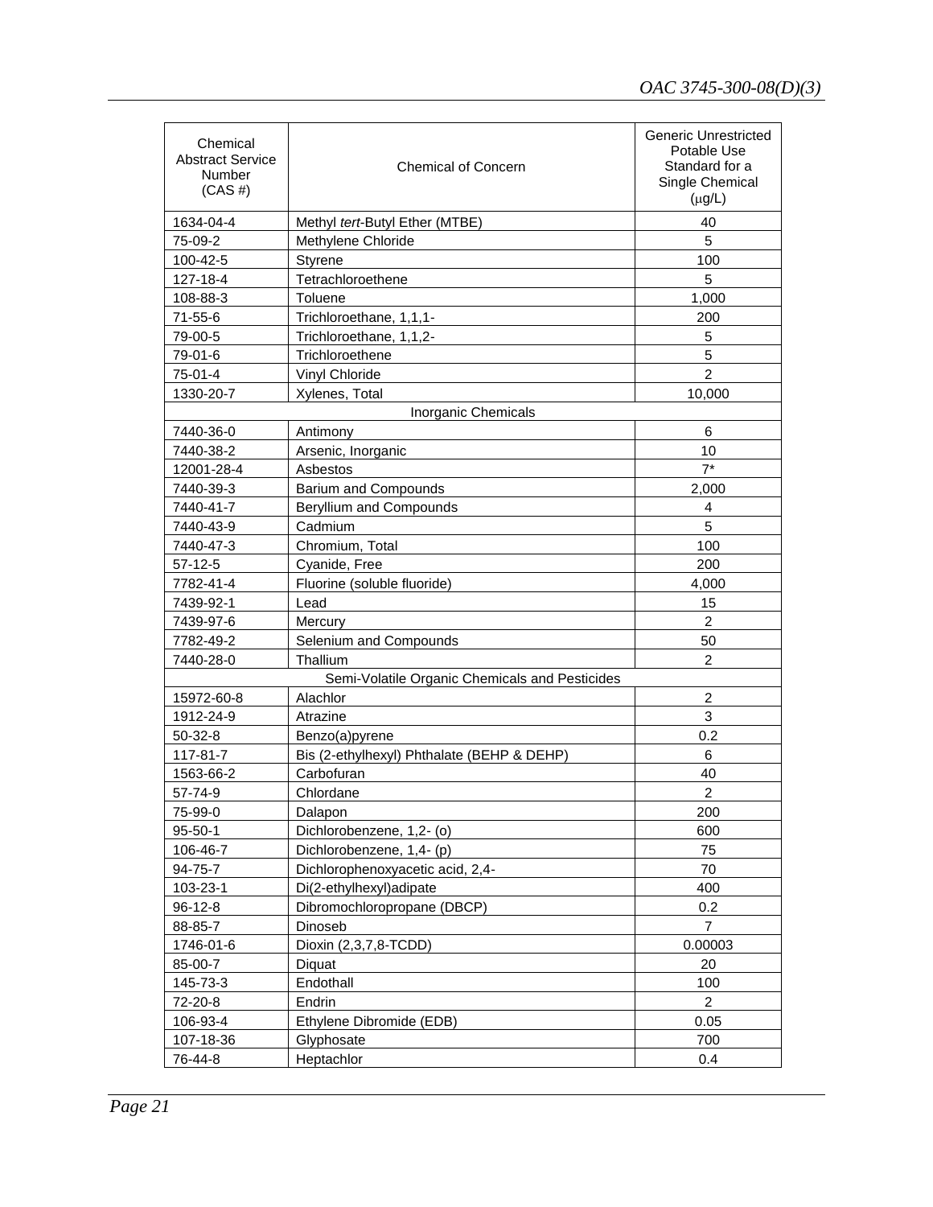| Chemical Abstract Service Number (CAS #) | Chemical of Concern | Generic Unrestricted Potable Use Standard for a Single Chemical (μg/L) |
|---|---|---|
| 1634-04-4 | Methyl *tert*-Butyl Ether (MTBE) | 40 |
| 75-09-2 | Methylene Chloride | 5 |
| 100-42-5 | Styrene | 100 |
| 127-18-4 | Tetrachloroethene | 5 |
| 108-88-3 | Toluene | 1,000 |
| 71-55-6 | Trichloroethane, 1,1,1- | 200 |
| 79-00-5 | Trichloroethane, 1,1,2- | 5 |
| 79-01-6 | Trichloroethene | 5 |
| 75-01-4 | Vinyl Chloride | 2 |
| 1330-20-7 | Xylenes, Total | 10,000 |
| | Inorganic Chemicals | |
| 7440-36-0 | Antimony | 6 |
| 7440-38-2 | Arsenic, Inorganic | 10 |
| 12001-28-4 | Asbestos | 7* |
| 7440-39-3 | Barium and Compounds | 2,000 |
| 7440-41-7 | Beryllium and Compounds | 4 |
| 7440-43-9 | Cadmium | 5 |
| 7440-47-3 | Chromium, Total | 100 |
| 57-12-5 | Cyanide, Free | 200 |
| 7782-41-4 | Fluorine (soluble fluoride) | 4,000 |
| 7439-92-1 | Lead | 15 |
| 7439-97-6 | Mercury | 2 |
| 7782-49-2 | Selenium and Compounds | 50 |
| 7440-28-0 | Thallium | 2 |
| | Semi-Volatile Organic Chemicals and Pesticides | |
| 15972-60-8 | Alachlor | 2 |
| 1912-24-9 | Atrazine | 3 |
| 50-32-8 | Benzo(a)pyrene | 0.2 |
| 117-81-7 | Bis (2-ethylhexyl) Phthalate (BEHP & DEHP) | 6 |
| 1563-66-2 | Carbofuran | 40 |
| 57-74-9 | Chlordane | 2 |
| 75-99-0 | Dalapon | 200 |
| 95-50-1 | Dichlorobenzene, 1,2- (o) | 600 |
| 106-46-7 | Dichlorobenzene, 1,4- (p) | 75 |
| 94-75-7 | Dichlorophenoxyacetic acid, 2,4- | 70 |
| 103-23-1 | Di(2-ethylhexyl)adipate | 400 |
| 96-12-8 | Dibromochloropropane (DBCP) | 0.2 |
| 88-85-7 | Dinoseb | 7 |
| 1746-01-6 | Dioxin (2,3,7,8-TCDD) | 0.00003 |
| 85-00-7 | Diquat | 20 |
| 145-73-3 | Endothall | 100 |
| 72-20-8 | Endrin | 2 |
| 106-93-4 | Ethylene Dibromide (EDB) | 0.05 |
| 107-18-36 | Glyphosate | 700 |
| 76-44-8 | Heptachlor | 0.4 |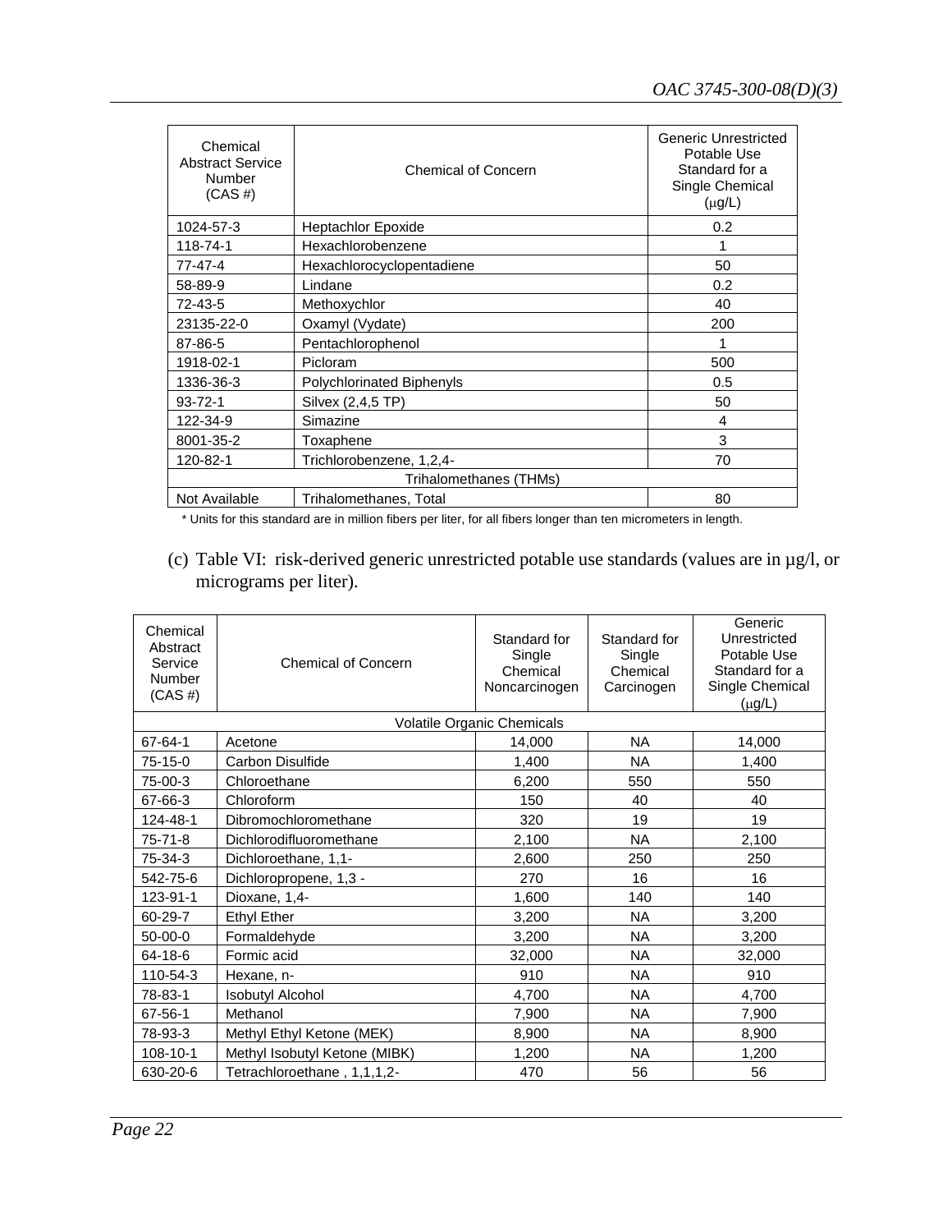| Chemical Abstract Service Number (CAS #) | Chemical of Concern | Generic Unrestricted Potable Use Standard for a Single Chemical (μg/L) |
|---|---|---|
| 1024-57-3 | Heptachlor Epoxide | 0.2 |
| 118-74-1 | Hexachlorobenzene | 1 |
| 77-47-4 | Hexachlorocyclopentadiene | 50 |
| 58-89-9 | Lindane | 0.2 |
| 72-43-5 | Methoxychlor | 40 |
| 23135-22-0 | Oxamyl (Vydate) | 200 |
| 87-86-5 | Pentachlorophenol | 1 |
| 1918-02-1 | Picloram | 500 |
| 1336-36-3 | Polychlorinated Biphenyls | 0.5 |
| 93-72-1 | Silvex (2,4,5 TP) | 50 |
| 122-34-9 | Simazine | 4 |
| 8001-35-2 | Toxaphene | 3 |
| 120-82-1 | Trichlorobenzene, 1,2,4- | 70 |
| Trihalomethanes (THMs) | | |
| Not Available | Trihalomethanes, Total | 80 |

* Units for this standard are in million fibers per liter, for all fibers longer than ten micrometers in length.

(c) Table VI: risk-derived generic unrestricted potable use standards (values are in µg/l, or micrograms per liter).

| Chemical Abstract Service Number (CAS #) | Chemical of Concern | Standard for Single Chemical Noncarcinogen | Standard for Single Chemical Carcinogen | Generic Unrestricted Potable Use Standard for a Single Chemical (μg/L) |
|---|---|---|---|---|
| Volatile Organic Chemicals | | | | |
| 67-64-1 | Acetone | 14,000 | NA | 14,000 |
| 75-15-0 | Carbon Disulfide | 1,400 | NA | 1,400 |
| 75-00-3 | Chloroethane | 6,200 | 550 | 550 |
| 67-66-3 | Chloroform | 150 | 40 | 40 |
| 124-48-1 | Dibromochloromethane | 320 | 19 | 19 |
| 75-71-8 | Dichlorodifluoromethane | 2,100 | NA | 2,100 |
| 75-34-3 | Dichloroethane, 1,1- | 2,600 | 250 | 250 |
| 542-75-6 | Dichloropropene, 1,3 - | 270 | 16 | 16 |
| 123-91-1 | Dioxane, 1,4- | 1,600 | 140 | 140 |
| 60-29-7 | Ethyl Ether | 3,200 | NA | 3,200 |
| 50-00-0 | Formaldehyde | 3,200 | NA | 3,200 |
| 64-18-6 | Formic acid | 32,000 | NA | 32,000 |
| 110-54-3 | Hexane, n- | 910 | NA | 910 |
| 78-83-1 | Isobutyl Alcohol | 4,700 | NA | 4,700 |
| 67-56-1 | Methanol | 7,900 | NA | 7,900 |
| 78-93-3 | Methyl Ethyl Ketone (MEK) | 8,900 | NA | 8,900 |
| 108-10-1 | Methyl Isobutyl Ketone (MIBK) | 1,200 | NA | 1,200 |
| 630-20-6 | Tetrachloroethane , 1,1,1,2- | 470 | 56 | 56 |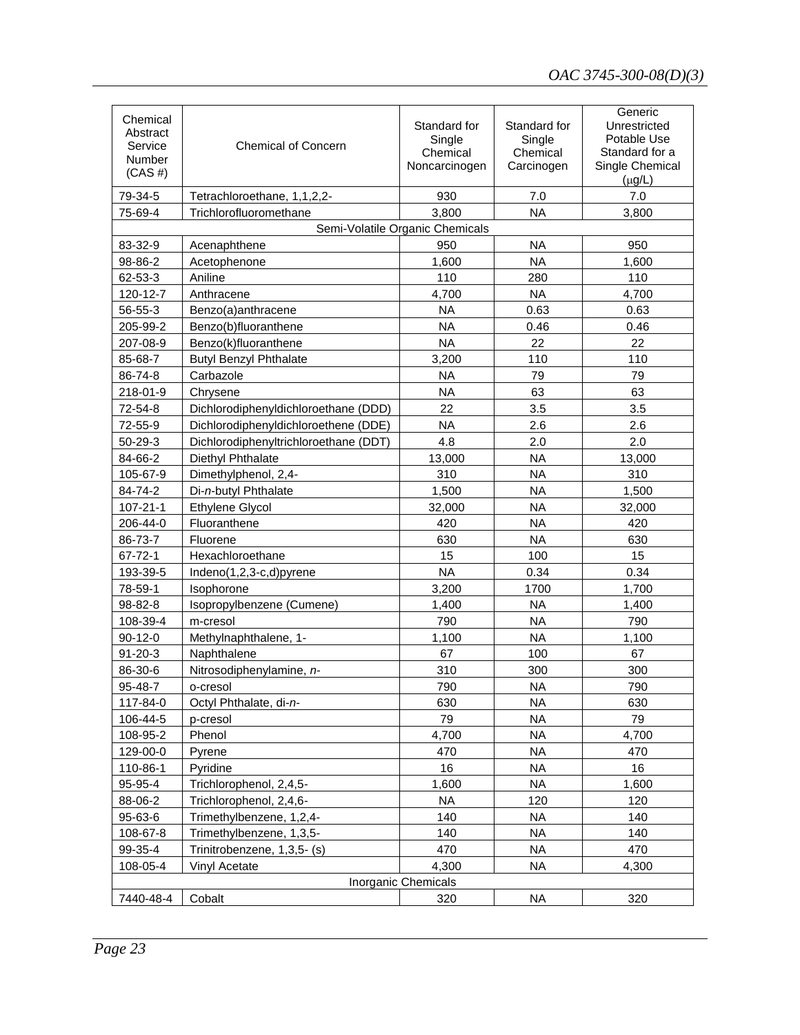| Chemical Abstract Service Number (CAS #) | Chemical of Concern | Standard for Single Chemical Noncarcinogen | Standard for Single Chemical Carcinogen | Generic Unrestricted Potable Use Standard for a Single Chemical (μg/L) |
|---|---|---|---|---|
| 79-34-5 | Tetrachloroethane, 1,1,2,2- | 930 | 7.0 | 7.0 |
| 75-69-4 | Trichlorofluoromethane | 3,800 | NA | 3,800 |
| Semi-Volatile Organic Chemicals | | | | |
| 83-32-9 | Acenaphthene | 950 | NA | 950 |
| 98-86-2 | Acetophenone | 1,600 | NA | 1,600 |
| 62-53-3 | Aniline | 110 | 280 | 110 |
| 120-12-7 | Anthracene | 4,700 | NA | 4,700 |
| 56-55-3 | Benzo(a)anthracene | NA | 0.63 | 0.63 |
| 205-99-2 | Benzo(b)fluoranthene | NA | 0.46 | 0.46 |
| 207-08-9 | Benzo(k)fluoranthene | NA | 22 | 22 |
| 85-68-7 | Butyl Benzyl Phthalate | 3,200 | 110 | 110 |
| 86-74-8 | Carbazole | NA | 79 | 79 |
| 218-01-9 | Chrysene | NA | 63 | 63 |
| 72-54-8 | Dichlorodiphenyldichloroethane (DDD) | 22 | 3.5 | 3.5 |
| 72-55-9 | Dichlorodiphenyldichloroethene (DDE) | NA | 2.6 | 2.6 |
| 50-29-3 | Dichlorodiphenyltrichloroethane (DDT) | 4.8 | 2.0 | 2.0 |
| 84-66-2 | Diethyl Phthalate | 13,000 | NA | 13,000 |
| 105-67-9 | Dimethylphenol, 2,4- | 310 | NA | 310 |
| 84-74-2 | Di-*n*-butyl Phthalate | 1,500 | NA | 1,500 |
| 107-21-1 | Ethylene Glycol | 32,000 | NA | 32,000 |
| 206-44-0 | Fluoranthene | 420 | NA | 420 |
| 86-73-7 | Fluorene | 630 | NA | 630 |
| 67-72-1 | Hexachloroethane | 15 | 100 | 15 |
| 193-39-5 | Indeno(1,2,3-c,d)pyrene | NA | 0.34 | 0.34 |
| 78-59-1 | Isophorone | 3,200 | 1700 | 1,700 |
| 98-82-8 | Isopropylbenzene (Cumene) | 1,400 | NA | 1,400 |
| 108-39-4 | m-cresol | 790 | NA | 790 |
| 90-12-0 | Methylnaphthalene, 1- | 1,100 | NA | 1,100 |
| 91-20-3 | Naphthalene | 67 | 100 | 67 |
| 86-30-6 | Nitrosodiphenylamine, *n*- | 310 | 300 | 300 |
| 95-48-7 | o-cresol | 790 | NA | 790 |
| 117-84-0 | Octyl Phthalate, di-*n*- | 630 | NA | 630 |
| 106-44-5 | p-cresol | 79 | NA | 79 |
| 108-95-2 | Phenol | 4,700 | NA | 4,700 |
| 129-00-0 | Pyrene | 470 | NA | 470 |
| 110-86-1 | Pyridine | 16 | NA | 16 |
| 95-95-4 | Trichlorophenol, 2,4,5- | 1,600 | NA | 1,600 |
| 88-06-2 | Trichlorophenol, 2,4,6- | NA | 120 | 120 |
| 95-63-6 | Trimethylbenzene, 1,2,4- | 140 | NA | 140 |
| 108-67-8 | Trimethylbenzene, 1,3,5- | 140 | NA | 140 |
| 99-35-4 | Trinitrobenzene, 1,3,5- (s) | 470 | NA | 470 |
| 108-05-4 | Vinyl Acetate | 4,300 | NA | 4,300 |
| Inorganic Chemicals | | | | |
| 7440-48-4 | Cobalt | 320 | NA | 320 |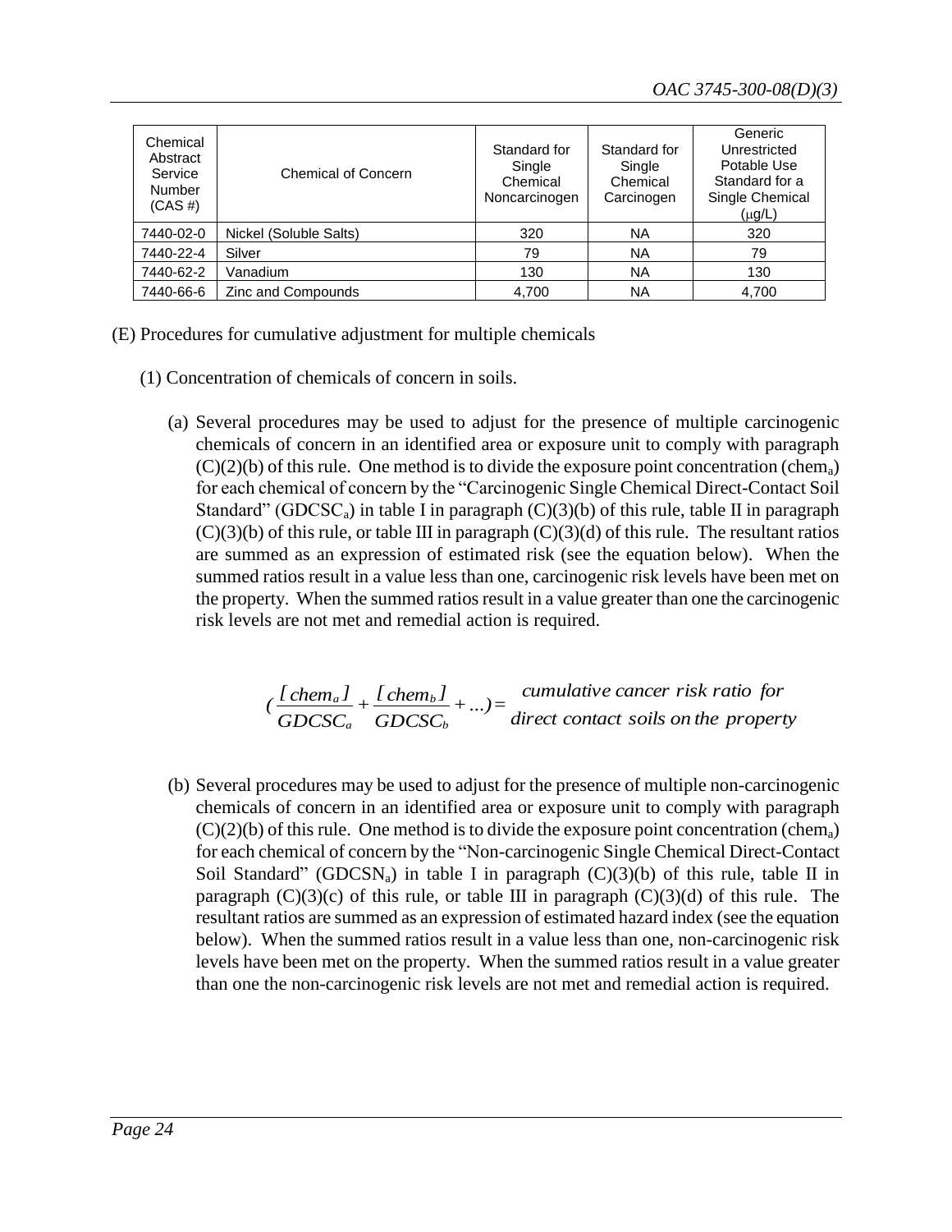| Chemical Abstract Service Number (CAS #) | Chemical of Concern | Standard for Single Chemical Noncarcinogen | Standard for Single Chemical Carcinogen | Generic Unrestricted Potable Use Standard for a Single Chemical (μg/L) |
|---|---|---|---|---|
| 7440-02-0 | Nickel (Soluble Salts) | 320 | NA | 320 |
| 7440-22-4 | Silver | 79 | NA | 79 |
| 7440-62-2 | Vanadium | 130 | NA | 130 |
| 7440-66-6 | Zinc and Compounds | 4,700 | NA | 4,700 |

(E) Procedures for cumulative adjustment for multiple chemicals

(1) Concentration of chemicals of concern in soils.

(a) Several procedures may be used to adjust for the presence of multiple carcinogenic chemicals of concern in an identified area or exposure unit to comply with paragraph (C)(2)(b) of this rule. One method is to divide the exposure point concentration ($chem_a$) for each chemical of concern by the "Carcinogenic Single Chemical Direct-Contact Soil Standard" ($GDCSC_a$) in table I in paragraph (C)(3)(b) of this rule, table II in paragraph (C)(3)(b) of this rule, or table III in paragraph (C)(3)(d) of this rule. The resultant ratios are summed as an expression of estimated risk (see the equation below). When the summed ratios result in a value less than one, carcinogenic risk levels have been met on the property. When the summed ratios result in a value greater than one the carcinogenic risk levels are not met and remedial action is required.

$$\left(\frac{[chem_a]}{GDCSC_a} + \frac{[chem_b]}{GDCSC_b} + \ldots\right) = \begin{matrix} \textit{cumulative cancer risk ratio for} \\ \textit{direct contact soils on the property} \end{matrix}$$

(b) Several procedures may be used to adjust for the presence of multiple non-carcinogenic chemicals of concern in an identified area or exposure unit to comply with paragraph (C)(2)(b) of this rule. One method is to divide the exposure point concentration ($chem_a$) for each chemical of concern by the "Non-carcinogenic Single Chemical Direct-Contact Soil Standard" ($GDCSN_a$) in table I in paragraph (C)(3)(b) of this rule, table II in paragraph (C)(3)(c) of this rule, or table III in paragraph (C)(3)(d) of this rule. The resultant ratios are summed as an expression of estimated hazard index (see the equation below). When the summed ratios result in a value less than one, non-carcinogenic risk levels have been met on the property. When the summed ratios result in a value greater than one the non-carcinogenic risk levels are not met and remedial action is required.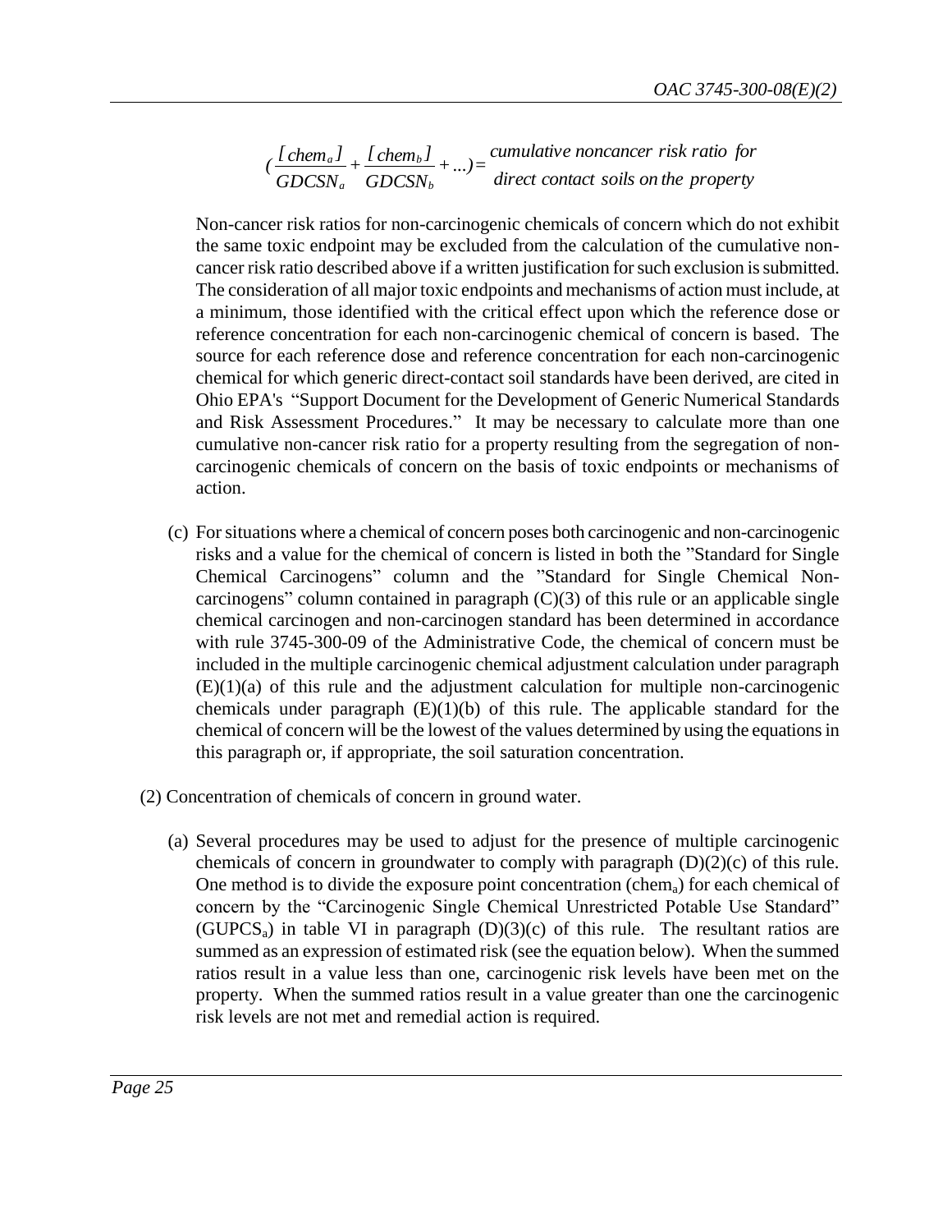$$\left(\frac{[chem_a]}{GDCSN_a} + \frac{[chem_b]}{GDCSN_b} + ...\right) = \begin{matrix} \textit{cumulative noncancer risk ratio for} \\ \textit{direct contact soils on the property} \end{matrix}$$

Non-cancer risk ratios for non-carcinogenic chemicals of concern which do not exhibit the same toxic endpoint may be excluded from the calculation of the cumulative non-cancer risk ratio described above if a written justification for such exclusion is submitted. The consideration of all major toxic endpoints and mechanisms of action must include, at a minimum, those identified with the critical effect upon which the reference dose or reference concentration for each non-carcinogenic chemical of concern is based. The source for each reference dose and reference concentration for each non-carcinogenic chemical for which generic direct-contact soil standards have been derived, are cited in Ohio EPA's "Support Document for the Development of Generic Numerical Standards and Risk Assessment Procedures." It may be necessary to calculate more than one cumulative non-cancer risk ratio for a property resulting from the segregation of non-carcinogenic chemicals of concern on the basis of toxic endpoints or mechanisms of action.

(c) For situations where a chemical of concern poses both carcinogenic and non-carcinogenic risks and a value for the chemical of concern is listed in both the "Standard for Single Chemical Carcinogens" column and the "Standard for Single Chemical Non-carcinogens" column contained in paragraph (C)(3) of this rule or an applicable single chemical carcinogen and non-carcinogen standard has been determined in accordance with rule 3745-300-09 of the Administrative Code, the chemical of concern must be included in the multiple carcinogenic chemical adjustment calculation under paragraph (E)(1)(a) of this rule and the adjustment calculation for multiple non-carcinogenic chemicals under paragraph (E)(1)(b) of this rule. The applicable standard for the chemical of concern will be the lowest of the values determined by using the equations in this paragraph or, if appropriate, the soil saturation concentration.

(2) Concentration of chemicals of concern in ground water.

(a) Several procedures may be used to adjust for the presence of multiple carcinogenic chemicals of concern in groundwater to comply with paragraph (D)(2)(c) of this rule. One method is to divide the exposure point concentration ($chem_a$) for each chemical of concern by the "Carcinogenic Single Chemical Unrestricted Potable Use Standard" ($GUPCS_a$) in table VI in paragraph (D)(3)(c) of this rule. The resultant ratios are summed as an expression of estimated risk (see the equation below). When the summed ratios result in a value less than one, carcinogenic risk levels have been met on the property. When the summed ratios result in a value greater than one the carcinogenic risk levels are not met and remedial action is required.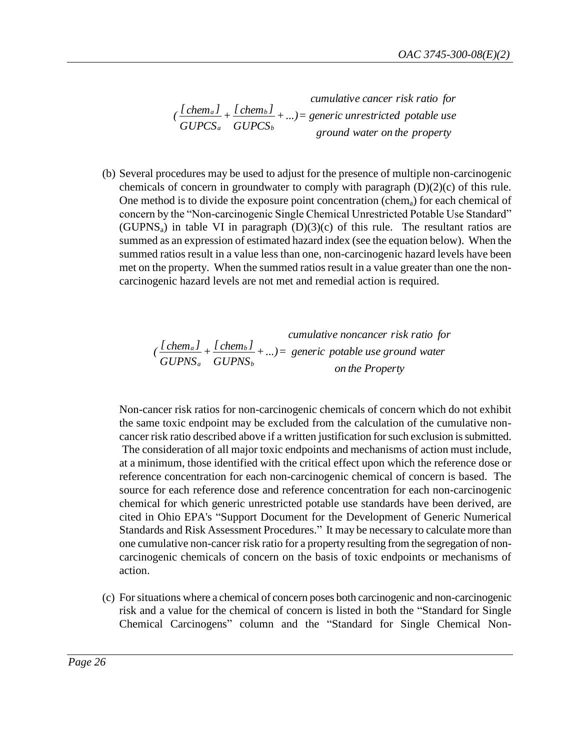$$\left(\frac{[chem_a]}{GUPCS_a} + \frac{[chem_b]}{GUPCS_b} + ...\right) = \begin{array}{c} \textit{cumulative cancer risk ratio for} \\ \textit{generic unrestricted potable use} \\ \textit{ground water on the property} \end{array}$$

(b) Several procedures may be used to adjust for the presence of multiple non-carcinogenic chemicals of concern in groundwater to comply with paragraph (D)(2)(c) of this rule. One method is to divide the exposure point concentration ($chem_a$) for each chemical of concern by the "Non-carcinogenic Single Chemical Unrestricted Potable Use Standard" ($GUPNS_a$) in table VI in paragraph (D)(3)(c) of this rule. The resultant ratios are summed as an expression of estimated hazard index (see the equation below). When the summed ratios result in a value less than one, non-carcinogenic hazard levels have been met on the property. When the summed ratios result in a value greater than one the non-carcinogenic hazard levels are not met and remedial action is required.

$$\left(\frac{[chem_a]}{GUPNS_a} + \frac{[chem_b]}{GUPNS_b} + ...\right) = \begin{array}{c} \textit{cumulative noncancer risk ratio for} \\ \textit{generic potable use ground water} \\ \textit{on the Property} \end{array}$$

Non-cancer risk ratios for non-carcinogenic chemicals of concern which do not exhibit the same toxic endpoint may be excluded from the calculation of the cumulative non-cancer risk ratio described above if a written justification for such exclusion is submitted. The consideration of all major toxic endpoints and mechanisms of action must include, at a minimum, those identified with the critical effect upon which the reference dose or reference concentration for each non-carcinogenic chemical of concern is based. The source for each reference dose and reference concentration for each non-carcinogenic chemical for which generic unrestricted potable use standards have been derived, are cited in Ohio EPA's "Support Document for the Development of Generic Numerical Standards and Risk Assessment Procedures." It may be necessary to calculate more than one cumulative non-cancer risk ratio for a property resulting from the segregation of non-carcinogenic chemicals of concern on the basis of toxic endpoints or mechanisms of action.

(c) For situations where a chemical of concern poses both carcinogenic and non-carcinogenic risk and a value for the chemical of concern is listed in both the "Standard for Single Chemical Carcinogens" column and the "Standard for Single Chemical Non-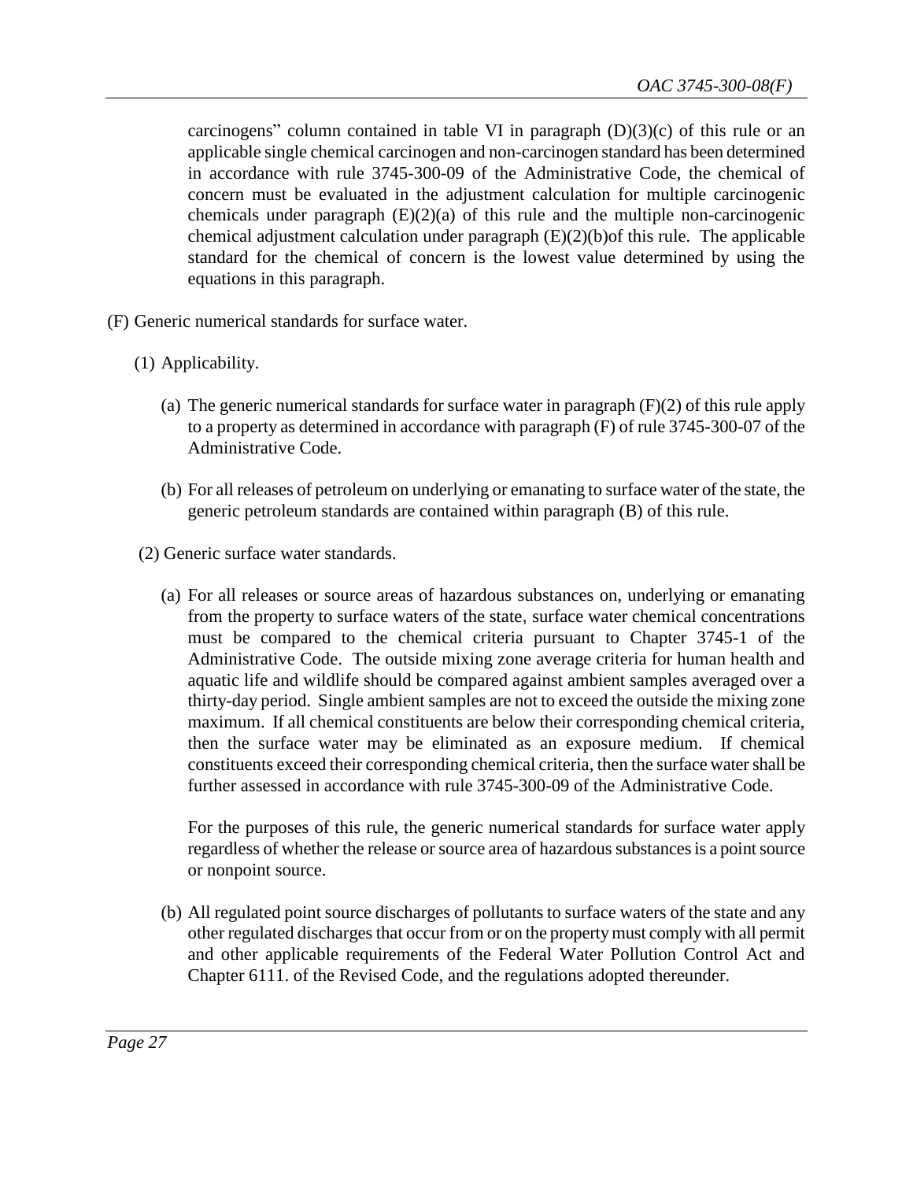carcinogens" column contained in table VI in paragraph (D)(3)(c) of this rule or an applicable single chemical carcinogen and non-carcinogen standard has been determined in accordance with rule 3745-300-09 of the Administrative Code, the chemical of concern must be evaluated in the adjustment calculation for multiple carcinogenic chemicals under paragraph (E)(2)(a) of this rule and the multiple non-carcinogenic chemical adjustment calculation under paragraph (E)(2)(b)of this rule. The applicable standard for the chemical of concern is the lowest value determined by using the equations in this paragraph.

(F) Generic numerical standards for surface water.

(1) Applicability.

(a) The generic numerical standards for surface water in paragraph (F)(2) of this rule apply to a property as determined in accordance with paragraph (F) of rule 3745-300-07 of the Administrative Code.

(b) For all releases of petroleum on underlying or emanating to surface water of the state, the generic petroleum standards are contained within paragraph (B) of this rule.

(2) Generic surface water standards.

(a) For all releases or source areas of hazardous substances on, underlying or emanating from the property to surface waters of the state, surface water chemical concentrations must be compared to the chemical criteria pursuant to Chapter 3745-1 of the Administrative Code. The outside mixing zone average criteria for human health and aquatic life and wildlife should be compared against ambient samples averaged over a thirty-day period. Single ambient samples are not to exceed the outside the mixing zone maximum. If all chemical constituents are below their corresponding chemical criteria, then the surface water may be eliminated as an exposure medium. If chemical constituents exceed their corresponding chemical criteria, then the surface water shall be further assessed in accordance with rule 3745-300-09 of the Administrative Code.

For the purposes of this rule, the generic numerical standards for surface water apply regardless of whether the release or source area of hazardous substances is a point source or nonpoint source.

(b) All regulated point source discharges of pollutants to surface waters of the state and any other regulated discharges that occur from or on the property must comply with all permit and other applicable requirements of the Federal Water Pollution Control Act and Chapter 6111. of the Revised Code, and the regulations adopted thereunder.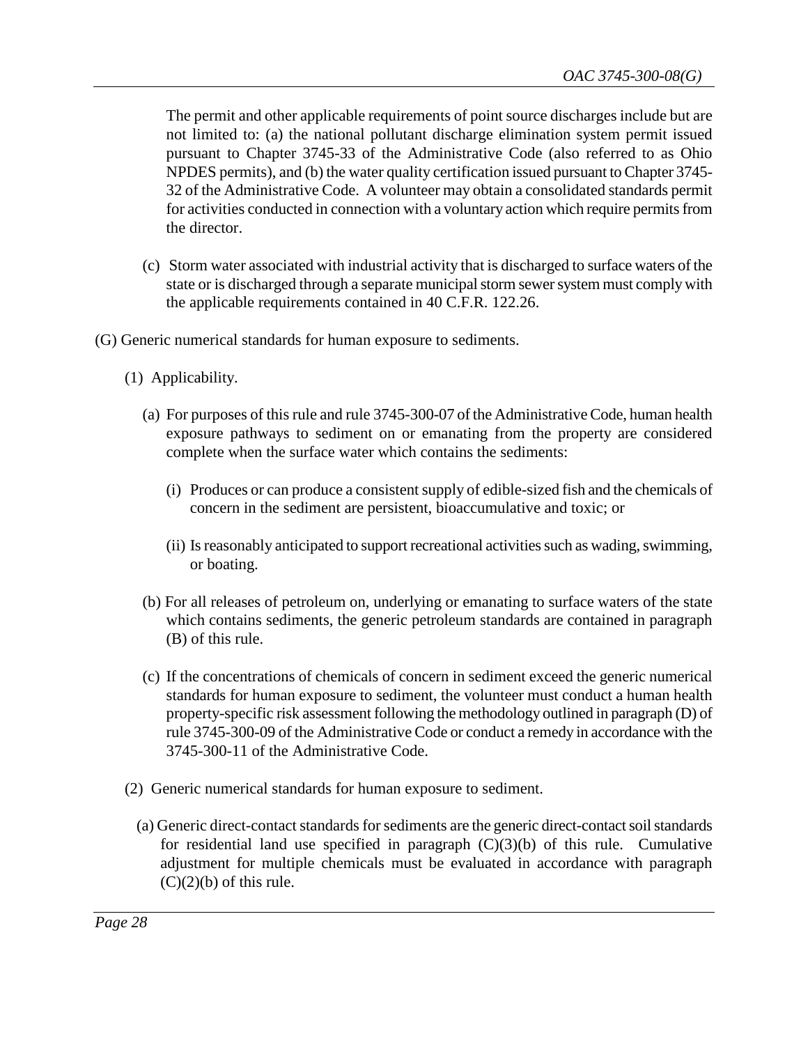The permit and other applicable requirements of point source discharges include but are not limited to: (a) the national pollutant discharge elimination system permit issued pursuant to Chapter 3745-33 of the Administrative Code (also referred to as Ohio NPDES permits), and (b) the water quality certification issued pursuant to Chapter 3745-32 of the Administrative Code. A volunteer may obtain a consolidated standards permit for activities conducted in connection with a voluntary action which require permits from the director.

(c) Storm water associated with industrial activity that is discharged to surface waters of the state or is discharged through a separate municipal storm sewer system must comply with the applicable requirements contained in 40 C.F.R. 122.26.

(G) Generic numerical standards for human exposure to sediments.

(1) Applicability.

(a) For purposes of this rule and rule 3745-300-07 of the Administrative Code, human health exposure pathways to sediment on or emanating from the property are considered complete when the surface water which contains the sediments:

(i) Produces or can produce a consistent supply of edible-sized fish and the chemicals of concern in the sediment are persistent, bioaccumulative and toxic; or

(ii) Is reasonably anticipated to support recreational activities such as wading, swimming, or boating.

(b) For all releases of petroleum on, underlying or emanating to surface waters of the state which contains sediments, the generic petroleum standards are contained in paragraph (B) of this rule.

(c) If the concentrations of chemicals of concern in sediment exceed the generic numerical standards for human exposure to sediment, the volunteer must conduct a human health property-specific risk assessment following the methodology outlined in paragraph (D) of rule 3745-300-09 of the Administrative Code or conduct a remedy in accordance with the 3745-300-11 of the Administrative Code.

(2) Generic numerical standards for human exposure to sediment.

(a) Generic direct-contact standards for sediments are the generic direct-contact soil standards for residential land use specified in paragraph (C)(3)(b) of this rule. Cumulative adjustment for multiple chemicals must be evaluated in accordance with paragraph (C)(2)(b) of this rule.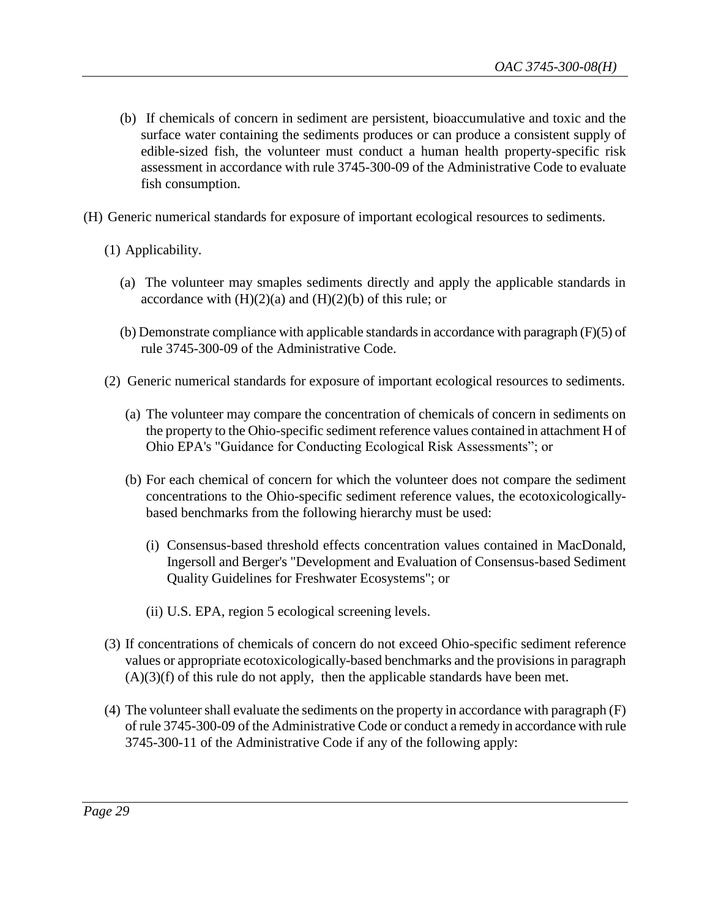(b) If chemicals of concern in sediment are persistent, bioaccumulative and toxic and the surface water containing the sediments produces or can produce a consistent supply of edible-sized fish, the volunteer must conduct a human health property-specific risk assessment in accordance with rule 3745-300-09 of the Administrative Code to evaluate fish consumption.

(H) Generic numerical standards for exposure of important ecological resources to sediments.

(1) Applicability.

(a) The volunteer may smaples sediments directly and apply the applicable standards in accordance with (H)(2)(a) and (H)(2)(b) of this rule; or

(b) Demonstrate compliance with applicable standards in accordance with paragraph (F)(5) of rule 3745-300-09 of the Administrative Code.

(2) Generic numerical standards for exposure of important ecological resources to sediments.

(a) The volunteer may compare the concentration of chemicals of concern in sediments on the property to the Ohio-specific sediment reference values contained in attachment H of Ohio EPA's "Guidance for Conducting Ecological Risk Assessments"; or

(b) For each chemical of concern for which the volunteer does not compare the sediment concentrations to the Ohio-specific sediment reference values, the ecotoxicologically-based benchmarks from the following hierarchy must be used:

(i) Consensus-based threshold effects concentration values contained in MacDonald, Ingersoll and Berger's "Development and Evaluation of Consensus-based Sediment Quality Guidelines for Freshwater Ecosystems"; or

(ii) U.S. EPA, region 5 ecological screening levels.

(3) If concentrations of chemicals of concern do not exceed Ohio-specific sediment reference values or appropriate ecotoxicologically-based benchmarks and the provisions in paragraph (A)(3)(f) of this rule do not apply, then the applicable standards have been met.

(4) The volunteer shall evaluate the sediments on the property in accordance with paragraph (F) of rule 3745-300-09 of the Administrative Code or conduct a remedy in accordance with rule 3745-300-11 of the Administrative Code if any of the following apply: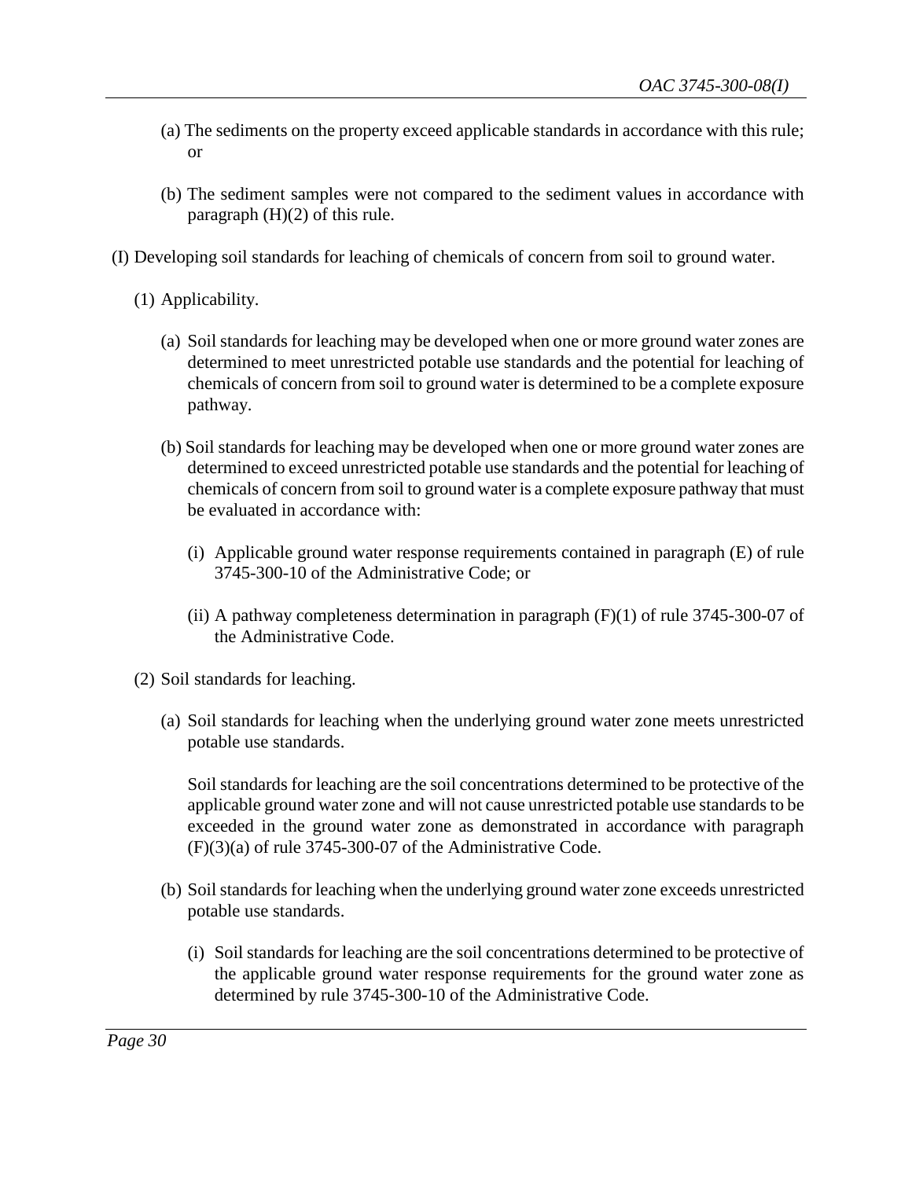(a) The sediments on the property exceed applicable standards in accordance with this rule; or

(b) The sediment samples were not compared to the sediment values in accordance with paragraph (H)(2) of this rule.

(I) Developing soil standards for leaching of chemicals of concern from soil to ground water.

(1) Applicability.

(a) Soil standards for leaching may be developed when one or more ground water zones are determined to meet unrestricted potable use standards and the potential for leaching of chemicals of concern from soil to ground water is determined to be a complete exposure pathway.

(b) Soil standards for leaching may be developed when one or more ground water zones are determined to exceed unrestricted potable use standards and the potential for leaching of chemicals of concern from soil to ground water is a complete exposure pathway that must be evaluated in accordance with:

(i) Applicable ground water response requirements contained in paragraph (E) of rule 3745-300-10 of the Administrative Code; or

(ii) A pathway completeness determination in paragraph (F)(1) of rule 3745-300-07 of the Administrative Code.

(2) Soil standards for leaching.

(a) Soil standards for leaching when the underlying ground water zone meets unrestricted potable use standards.

Soil standards for leaching are the soil concentrations determined to be protective of the applicable ground water zone and will not cause unrestricted potable use standards to be exceeded in the ground water zone as demonstrated in accordance with paragraph (F)(3)(a) of rule 3745-300-07 of the Administrative Code.

(b) Soil standards for leaching when the underlying ground water zone exceeds unrestricted potable use standards.

(i) Soil standards for leaching are the soil concentrations determined to be protective of the applicable ground water response requirements for the ground water zone as determined by rule 3745-300-10 of the Administrative Code.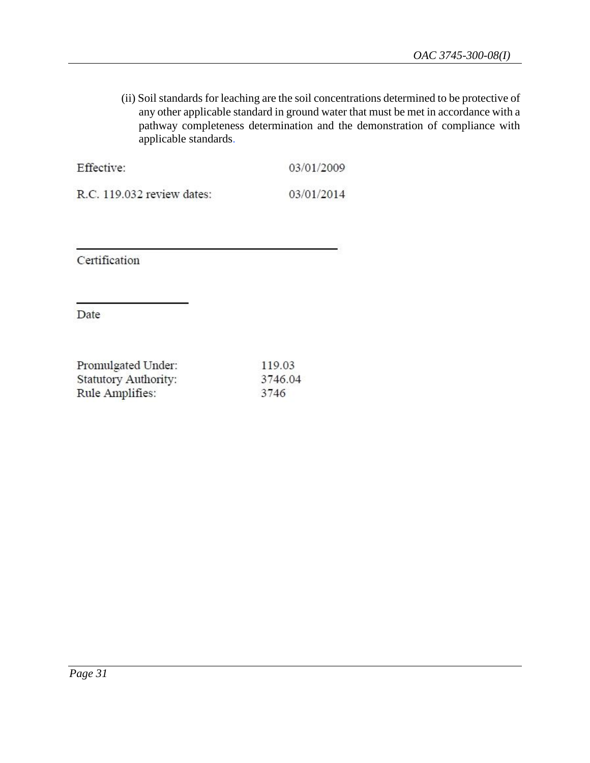(ii) Soil standards for leaching are the soil concentrations determined to be protective of any other applicable standard in ground water that must be met in accordance with a pathway completeness determination and the demonstration of compliance with applicable standards.

| | |
|---|---|
| Effective: | 03/01/2009 |
| R.C. 119.032 review dates: | 03/01/2014 |

\_\_\_\_\_\_\_\_\_\_\_\_\_\_\_\_\_\_\_\_\_\_\_\_\_\_\_\_\_\_\_\_\_\_\_\_\_\_\_\_\_\_\_\_

Certification

\_\_\_\_\_\_\_\_\_\_\_\_\_\_\_\_\_\_\_\_

Date

| | |
|---|---|
| Promulgated Under: | 119.03 |
| Statutory Authority: | 3746.04 |
| Rule Amplifies: | 3746 |